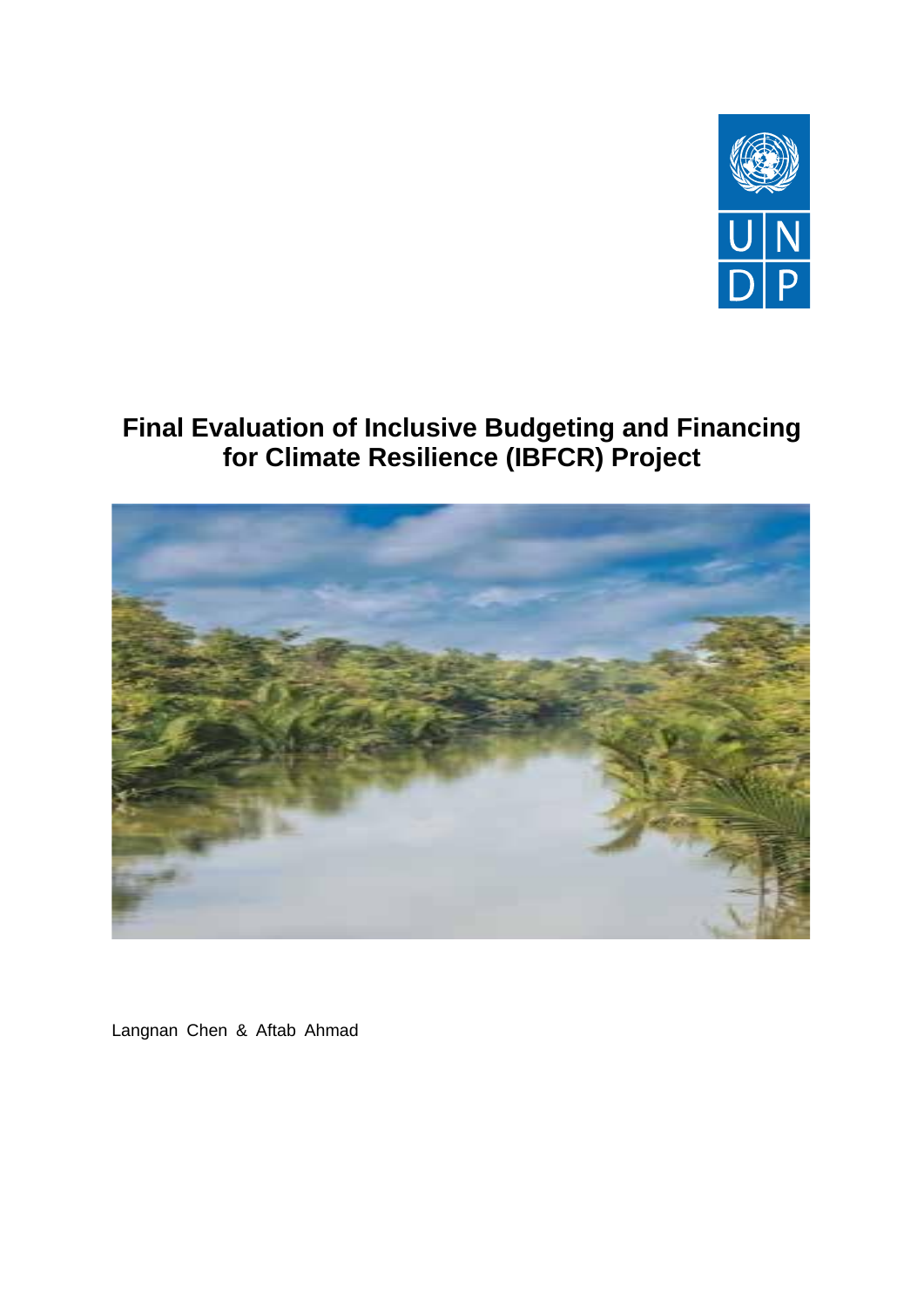# Final Evaluation of Inclusive Budgeting and Financing for Climate Resilience (IBFCR) Project

Langnan Chen & Aftab Ahmad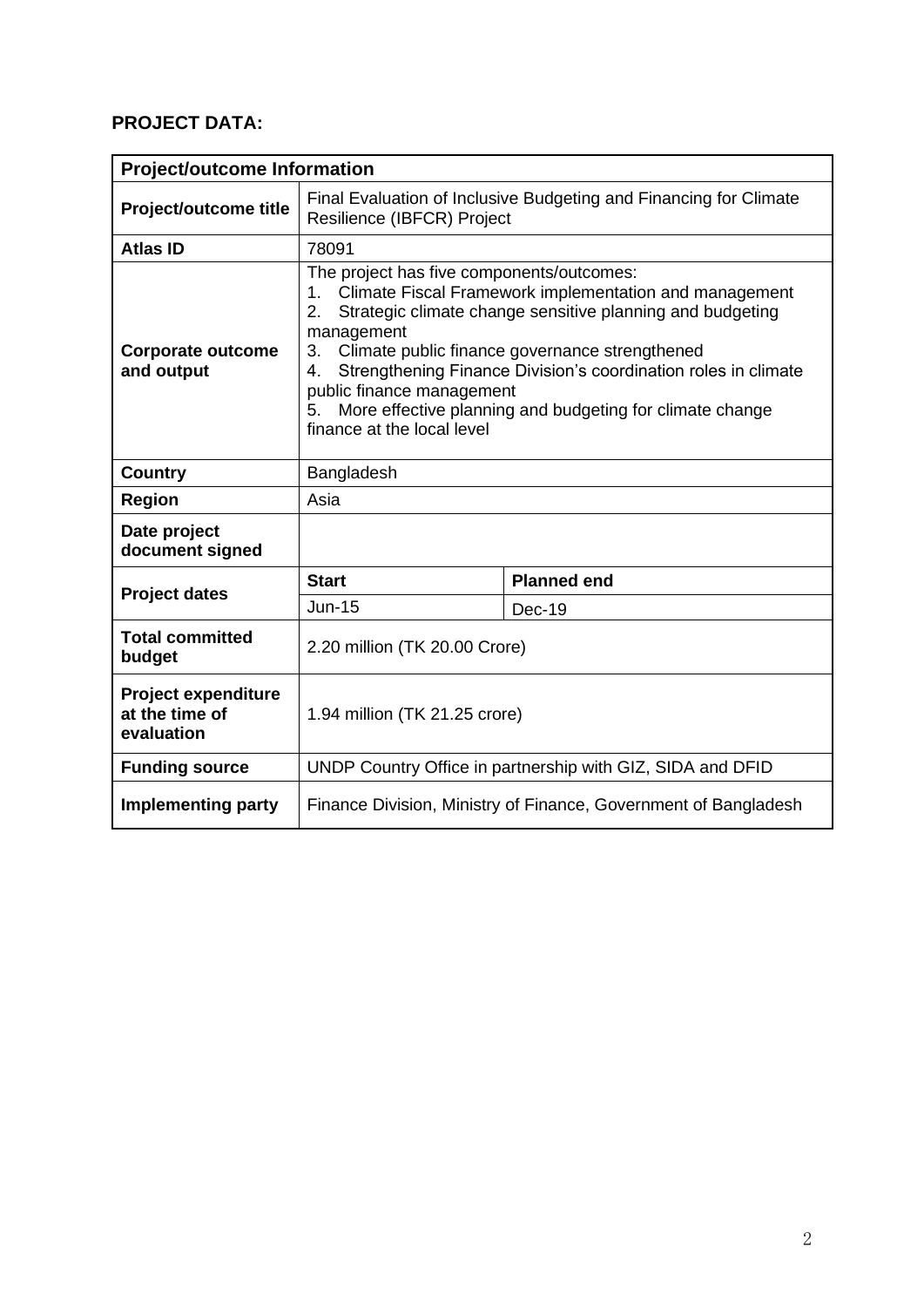**PROJECT DATA:**

| Project/outcome Information | | |
|---|---|---|
| **Project/outcome title** | Final Evaluation of Inclusive Budgeting and Financing for Climate Resilience (IBFCR) Project | |
| **Atlas ID** | 78091 | |
| **Corporate outcome and output** | The project has five components/outcomes:<br>1. Climate Fiscal Framework implementation and management<br>2. Strategic climate change sensitive planning and budgeting management<br>3. Climate public finance governance strengthened<br>4. Strengthening Finance Division's coordination roles in climate public finance management<br>5. More effective planning and budgeting for climate change finance at the local level | |
| **Country** | Bangladesh | |
| **Region** | Asia | |
| **Date project document signed** | | |
| **Project dates** | **Start** | **Planned end** |
| | Jun-15 | Dec-19 |
| **Total committed budget** | 2.20 million (TK 20.00 Crore) | |
| **Project expenditure at the time of evaluation** | 1.94 million (TK 21.25 crore) | |
| **Funding source** | UNDP Country Office in partnership with GIZ, SIDA and DFID | |
| **Implementing party** | Finance Division, Ministry of Finance, Government of Bangladesh | |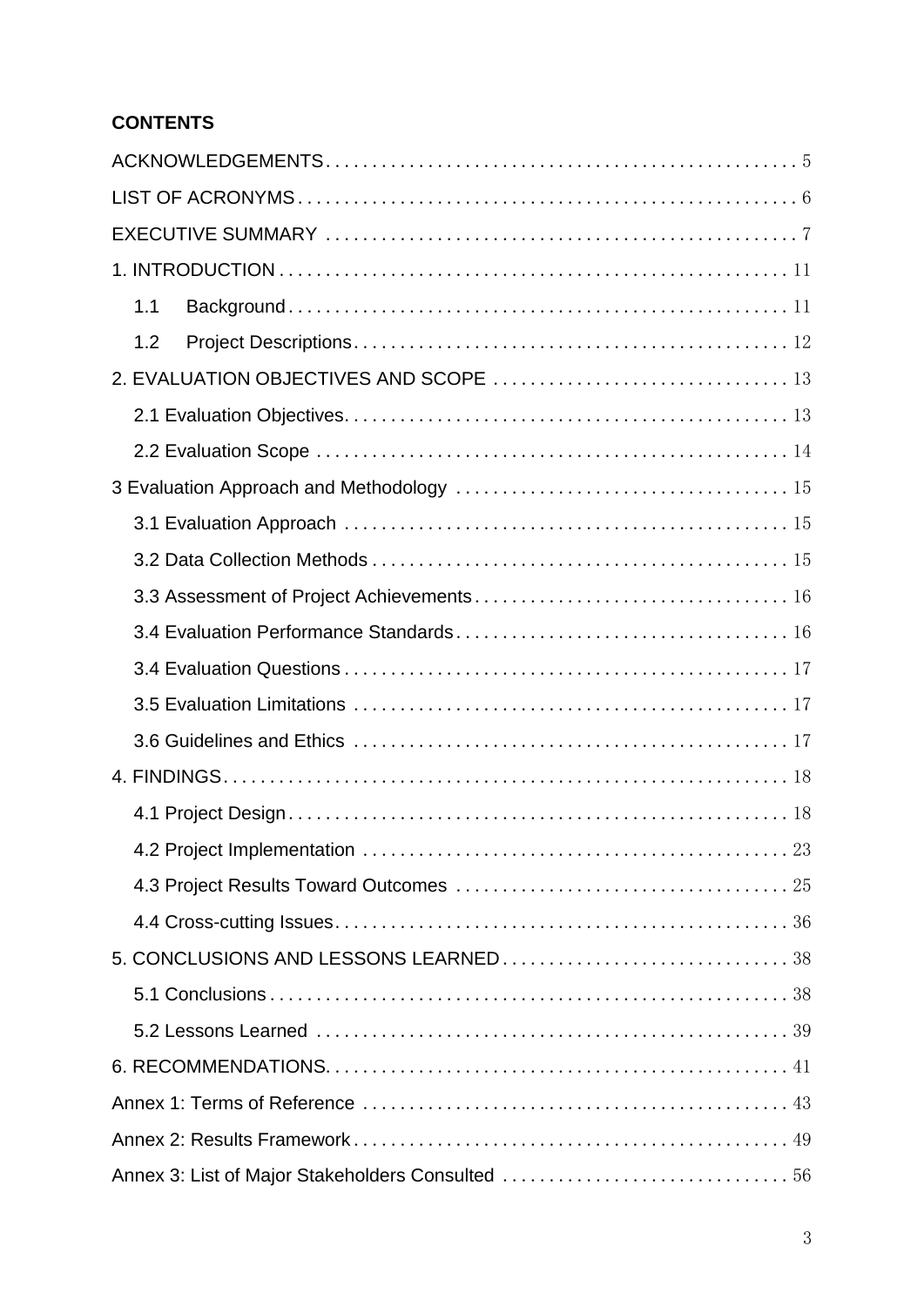**CONTENTS**

ACKNOWLEDGEMENTS . . . . . . . . . . 5

LIST OF ACRONYMS . . . . . . . . . . 6

EXECUTIVE SUMMARY . . . . . . . . . . 7

1. INTRODUCTION . . . . . . . . . . 11

- 1.1 Background . . . . . . . . . . 11
- 1.2 Project Descriptions . . . . . . . . . . 12

2. EVALUATION OBJECTIVES AND SCOPE . . . . . . . . . . 13

- 2.1 Evaluation Objectives . . . . . . . . . . 13
- 2.2 Evaluation Scope . . . . . . . . . . 14

3 Evaluation Approach and Methodology . . . . . . . . . . 15

- 3.1 Evaluation Approach . . . . . . . . . . 15
- 3.2 Data Collection Methods . . . . . . . . . . 15
- 3.3 Assessment of Project Achievements . . . . . . . . . . 16
- 3.4 Evaluation Performance Standards . . . . . . . . . . 16
- 3.4 Evaluation Questions . . . . . . . . . . 17
- 3.5 Evaluation Limitations . . . . . . . . . . 17
- 3.6 Guidelines and Ethics . . . . . . . . . . 17

4. FINDINGS . . . . . . . . . . 18

- 4.1 Project Design . . . . . . . . . . 18
- 4.2 Project Implementation . . . . . . . . . . 23
- 4.3 Project Results Toward Outcomes . . . . . . . . . . 25
- 4.4 Cross-cutting Issues . . . . . . . . . . 36

5. CONCLUSIONS AND LESSONS LEARNED . . . . . . . . . . 38

- 5.1 Conclusions . . . . . . . . . . 38
- 5.2 Lessons Learned . . . . . . . . . . 39

6. RECOMMENDATIONS . . . . . . . . . . 41

Annex 1: Terms of Reference . . . . . . . . . . 43

Annex 2: Results Framework . . . . . . . . . . 49

Annex 3: List of Major Stakeholders Consulted . . . . . . . . . . 56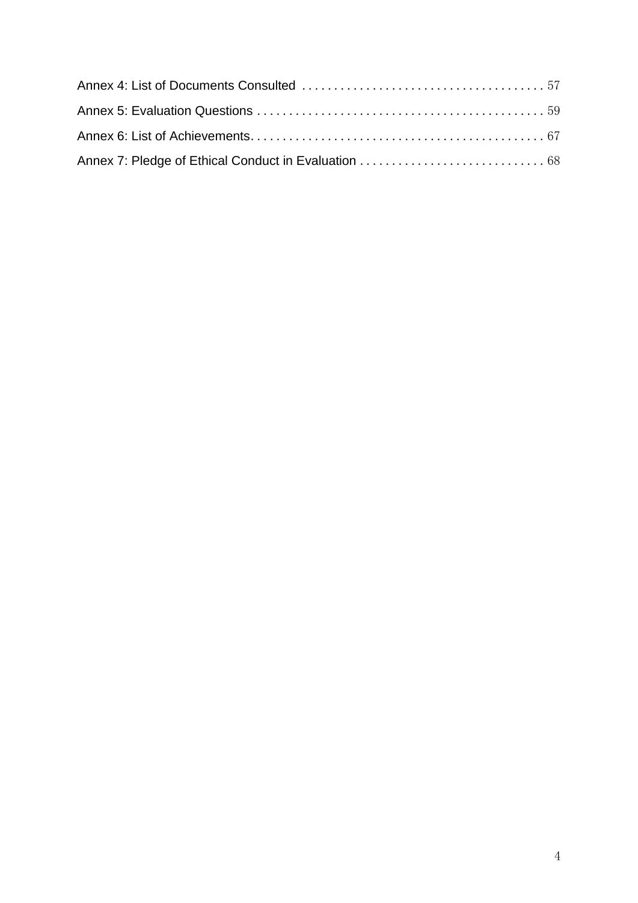Annex 4: List of Documents Consulted . . . . . . . . . . . . . . . . . . . . . . . . . . . . . . . . . . . . . . 57

Annex 5: Evaluation Questions . . . . . . . . . . . . . . . . . . . . . . . . . . . . . . . . . . . . . . . . . . . . . 59

Annex 6: List of Achievements. . . . . . . . . . . . . . . . . . . . . . . . . . . . . . . . . . . . . . . . . . . . . 67

Annex 7: Pledge of Ethical Conduct in Evaluation . . . . . . . . . . . . . . . . . . . . . . . . . . . . . 68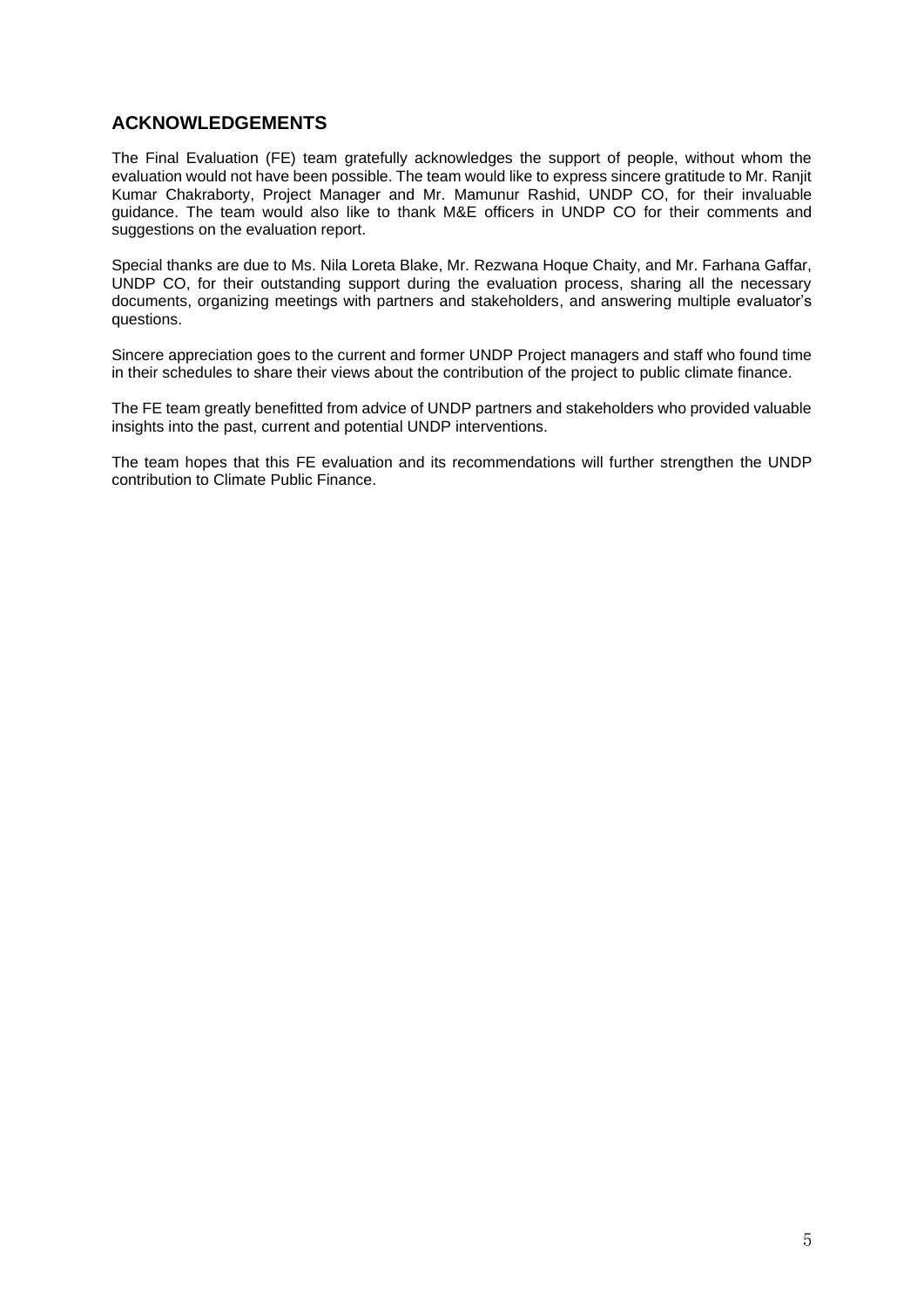## ACKNOWLEDGEMENTS

The Final Evaluation (FE) team gratefully acknowledges the support of people, without whom the evaluation would not have been possible. The team would like to express sincere gratitude to Mr. Ranjit Kumar Chakraborty, Project Manager and Mr. Mamunur Rashid, UNDP CO, for their invaluable guidance. The team would also like to thank M&E officers in UNDP CO for their comments and suggestions on the evaluation report.

Special thanks are due to Ms. Nila Loreta Blake, Mr. Rezwana Hoque Chaity, and Mr. Farhana Gaffar, UNDP CO, for their outstanding support during the evaluation process, sharing all the necessary documents, organizing meetings with partners and stakeholders, and answering multiple evaluator's questions.

Sincere appreciation goes to the current and former UNDP Project managers and staff who found time in their schedules to share their views about the contribution of the project to public climate finance.

The FE team greatly benefitted from advice of UNDP partners and stakeholders who provided valuable insights into the past, current and potential UNDP interventions.

The team hopes that this FE evaluation and its recommendations will further strengthen the UNDP contribution to Climate Public Finance.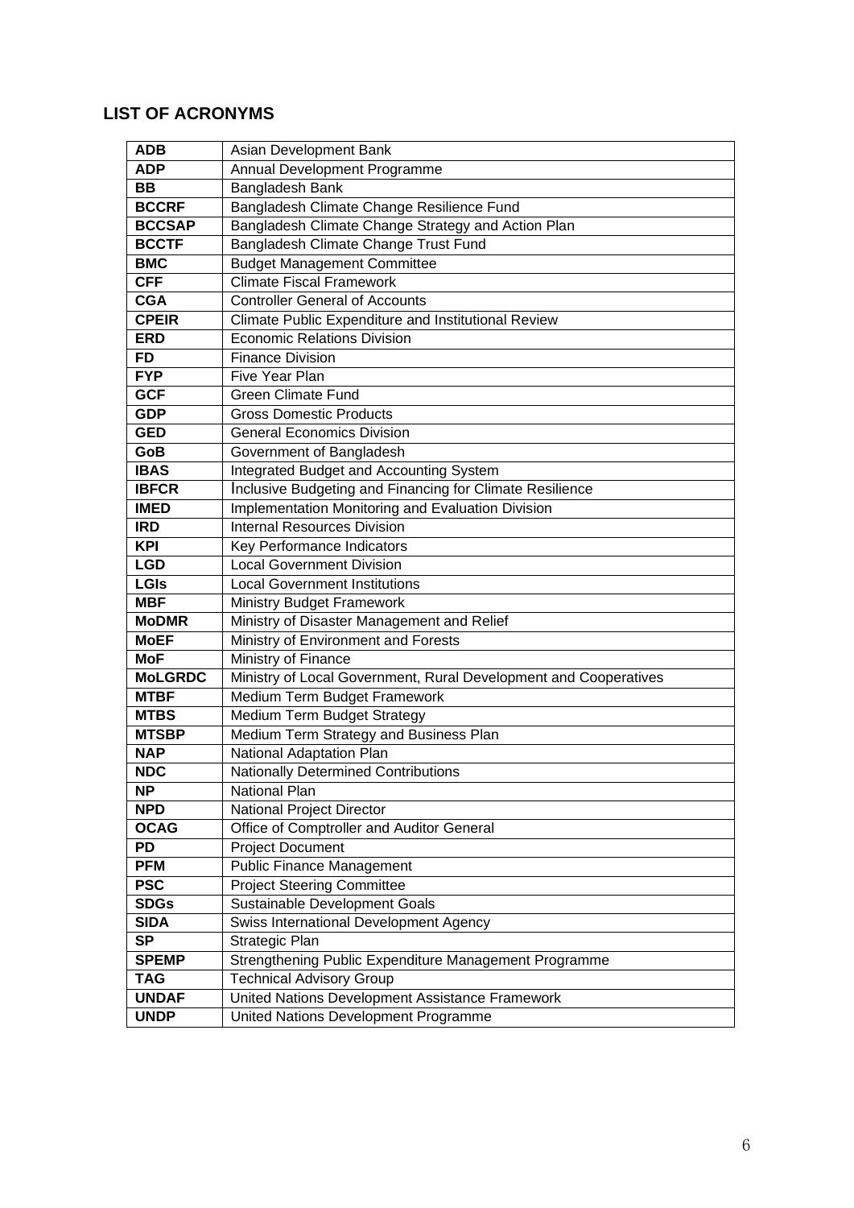## LIST OF ACRONYMS

| | |
|---|---|
| **ADB** | Asian Development Bank |
| **ADP** | Annual Development Programme |
| **BB** | Bangladesh Bank |
| **BCCRF** | Bangladesh Climate Change Resilience Fund |
| **BCCSAP** | Bangladesh Climate Change Strategy and Action Plan |
| **BCCTF** | Bangladesh Climate Change Trust Fund |
| **BMC** | Budget Management Committee |
| **CFF** | Climate Fiscal Framework |
| **CGA** | Controller General of Accounts |
| **CPEIR** | Climate Public Expenditure and Institutional Review |
| **ERD** | Economic Relations Division |
| **FD** | Finance Division |
| **FYP** | Five Year Plan |
| **GCF** | Green Climate Fund |
| **GDP** | Gross Domestic Products |
| **GED** | General Economics Division |
| **GoB** | Government of Bangladesh |
| **IBAS** | Integrated Budget and Accounting System |
| **IBFCR** | Inclusive Budgeting and Financing for Climate Resilience |
| **IMED** | Implementation Monitoring and Evaluation Division |
| **IRD** | Internal Resources Division |
| **KPI** | Key Performance Indicators |
| **LGD** | Local Government Division |
| **LGIs** | Local Government Institutions |
| **MBF** | Ministry Budget Framework |
| **MoDMR** | Ministry of Disaster Management and Relief |
| **MoEF** | Ministry of Environment and Forests |
| **MoF** | Ministry of Finance |
| **MoLGRDC** | Ministry of Local Government, Rural Development and Cooperatives |
| **MTBF** | Medium Term Budget Framework |
| **MTBS** | Medium Term Budget Strategy |
| **MTSBP** | Medium Term Strategy and Business Plan |
| **NAP** | National Adaptation Plan |
| **NDC** | Nationally Determined Contributions |
| **NP** | National Plan |
| **NPD** | National Project Director |
| **OCAG** | Office of Comptroller and Auditor General |
| **PD** | Project Document |
| **PFM** | Public Finance Management |
| **PSC** | Project Steering Committee |
| **SDGs** | Sustainable Development Goals |
| **SIDA** | Swiss International Development Agency |
| **SP** | Strategic Plan |
| **SPEMP** | Strengthening Public Expenditure Management Programme |
| **TAG** | Technical Advisory Group |
| **UNDAF** | United Nations Development Assistance Framework |
| **UNDP** | United Nations Development Programme |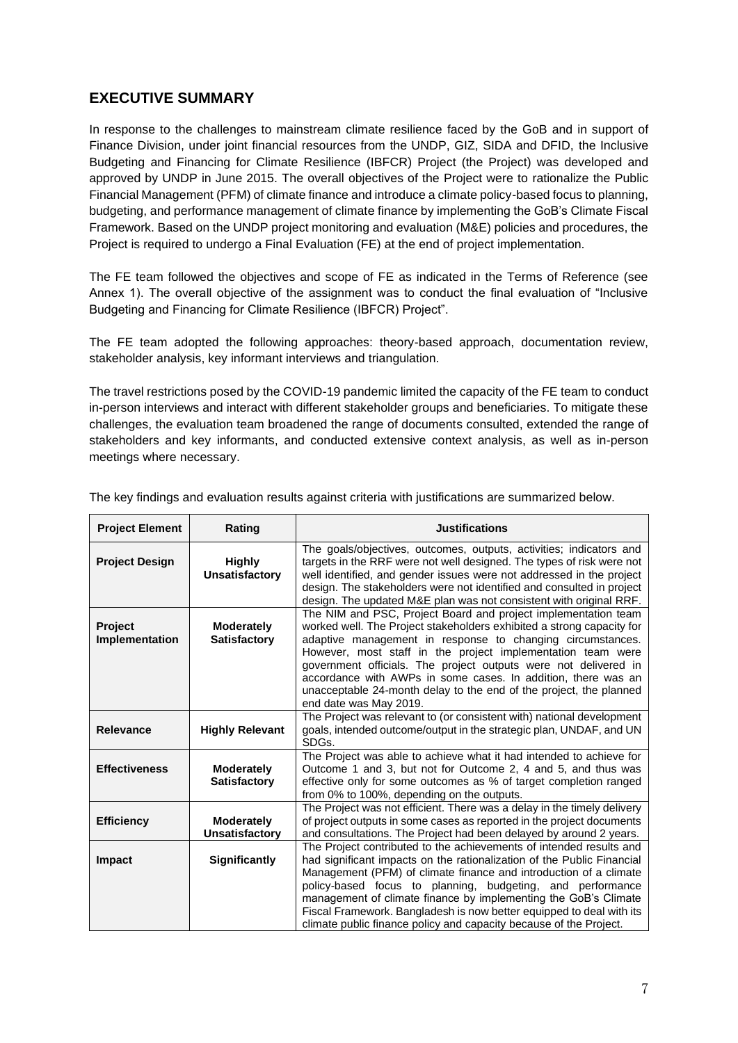## EXECUTIVE SUMMARY

In response to the challenges to mainstream climate resilience faced by the GoB and in support of Finance Division, under joint financial resources from the UNDP, GIZ, SIDA and DFID, the Inclusive Budgeting and Financing for Climate Resilience (IBFCR) Project (the Project) was developed and approved by UNDP in June 2015. The overall objectives of the Project were to rationalize the Public Financial Management (PFM) of climate finance and introduce a climate policy-based focus to planning, budgeting, and performance management of climate finance by implementing the GoB's Climate Fiscal Framework. Based on the UNDP project monitoring and evaluation (M&E) policies and procedures, the Project is required to undergo a Final Evaluation (FE) at the end of project implementation.

The FE team followed the objectives and scope of FE as indicated in the Terms of Reference (see Annex 1). The overall objective of the assignment was to conduct the final evaluation of "Inclusive Budgeting and Financing for Climate Resilience (IBFCR) Project".

The FE team adopted the following approaches: theory-based approach, documentation review, stakeholder analysis, key informant interviews and triangulation.

The travel restrictions posed by the COVID-19 pandemic limited the capacity of the FE team to conduct in-person interviews and interact with different stakeholder groups and beneficiaries. To mitigate these challenges, the evaluation team broadened the range of documents consulted, extended the range of stakeholders and key informants, and conducted extensive context analysis, as well as in-person meetings where necessary.

The key findings and evaluation results against criteria with justifications are summarized below.

| Project Element | Rating | Justifications |
|---|---|---|
| **Project Design** | **Highly Unsatisfactory** | The goals/objectives, outcomes, outputs, activities; indicators and targets in the RRF were not well designed. The types of risk were not well identified, and gender issues were not addressed in the project design. The stakeholders were not identified and consulted in project design. The updated M&E plan was not consistent with original RRF. |
| **Project Implementation** | **Moderately Satisfactory** | The NIM and PSC, Project Board and project implementation team worked well. The Project stakeholders exhibited a strong capacity for adaptive management in response to changing circumstances. However, most staff in the project implementation team were government officials. The project outputs were not delivered in accordance with AWPs in some cases. In addition, there was an unacceptable 24-month delay to the end of the project, the planned end date was May 2019. |
| **Relevance** | **Highly Relevant** | The Project was relevant to (or consistent with) national development goals, intended outcome/output in the strategic plan, UNDAF, and UN SDGs. |
| **Effectiveness** | **Moderately Satisfactory** | The Project was able to achieve what it had intended to achieve for Outcome 1 and 3, but not for Outcome 2, 4 and 5, and thus was effective only for some outcomes as % of target completion ranged from 0% to 100%, depending on the outputs. |
| **Efficiency** | **Moderately Unsatisfactory** | The Project was not efficient. There was a delay in the timely delivery of project outputs in some cases as reported in the project documents and consultations. The Project had been delayed by around 2 years. |
| **Impact** | **Significantly** | The Project contributed to the achievements of intended results and had significant impacts on the rationalization of the Public Financial Management (PFM) of climate finance and introduction of a climate policy-based focus to planning, budgeting, and performance management of climate finance by implementing the GoB's Climate Fiscal Framework. Bangladesh is now better equipped to deal with its climate public finance policy and capacity because of the Project. |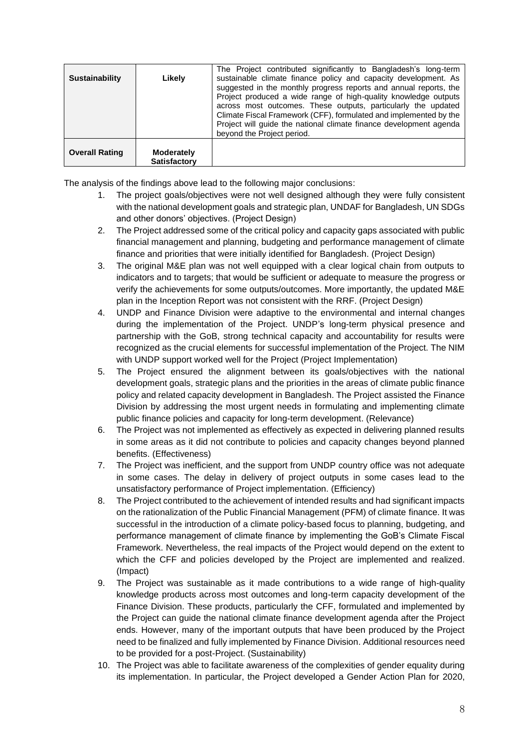| Sustainability | Likely | The Project contributed significantly to Bangladesh's long-term sustainable climate finance policy and capacity development. As suggested in the monthly progress reports and annual reports, the Project produced a wide range of high-quality knowledge outputs across most outcomes. These outputs, particularly the updated Climate Fiscal Framework (CFF), formulated and implemented by the Project will guide the national climate finance development agenda beyond the Project period. |
|---|---|---|
| **Overall Rating** | **Moderately Satisfactory** | |

The analysis of the findings above lead to the following major conclusions:

1. The project goals/objectives were not well designed although they were fully consistent with the national development goals and strategic plan, UNDAF for Bangladesh, UN SDGs and other donors' objectives. (Project Design)
2. The Project addressed some of the critical policy and capacity gaps associated with public financial management and planning, budgeting and performance management of climate finance and priorities that were initially identified for Bangladesh. (Project Design)
3. The original M&E plan was not well equipped with a clear logical chain from outputs to indicators and to targets; that would be sufficient or adequate to measure the progress or verify the achievements for some outputs/outcomes. More importantly, the updated M&E plan in the Inception Report was not consistent with the RRF. (Project Design)
4. UNDP and Finance Division were adaptive to the environmental and internal changes during the implementation of the Project. UNDP's long-term physical presence and partnership with the GoB, strong technical capacity and accountability for results were recognized as the crucial elements for successful implementation of the Project. The NIM with UNDP support worked well for the Project (Project Implementation)
5. The Project ensured the alignment between its goals/objectives with the national development goals, strategic plans and the priorities in the areas of climate public finance policy and related capacity development in Bangladesh. The Project assisted the Finance Division by addressing the most urgent needs in formulating and implementing climate public finance policies and capacity for long-term development. (Relevance)
6. The Project was not implemented as effectively as expected in delivering planned results in some areas as it did not contribute to policies and capacity changes beyond planned benefits. (Effectiveness)
7. The Project was inefficient, and the support from UNDP country office was not adequate in some cases. The delay in delivery of project outputs in some cases lead to the unsatisfactory performance of Project implementation. (Efficiency)
8. The Project contributed to the achievement of intended results and had significant impacts on the rationalization of the Public Financial Management (PFM) of climate finance. It was successful in the introduction of a climate policy-based focus to planning, budgeting, and performance management of climate finance by implementing the GoB's Climate Fiscal Framework. Nevertheless, the real impacts of the Project would depend on the extent to which the CFF and policies developed by the Project are implemented and realized. (Impact)
9. The Project was sustainable as it made contributions to a wide range of high-quality knowledge products across most outcomes and long-term capacity development of the Finance Division. These products, particularly the CFF, formulated and implemented by the Project can guide the national climate finance development agenda after the Project ends. However, many of the important outputs that have been produced by the Project need to be finalized and fully implemented by Finance Division. Additional resources need to be provided for a post-Project. (Sustainability)
10. The Project was able to facilitate awareness of the complexities of gender equality during its implementation. In particular, the Project developed a Gender Action Plan for 2020,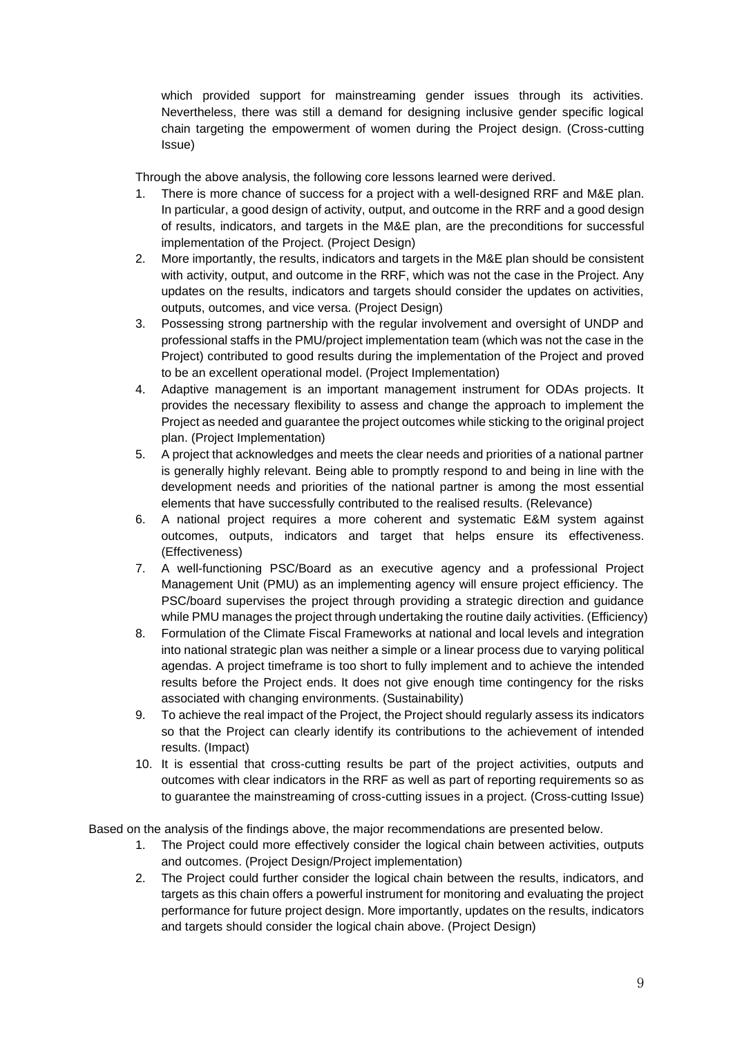which provided support for mainstreaming gender issues through its activities. Nevertheless, there was still a demand for designing inclusive gender specific logical chain targeting the empowerment of women during the Project design. (Cross-cutting Issue)

Through the above analysis, the following core lessons learned were derived.

1. There is more chance of success for a project with a well-designed RRF and M&E plan. In particular, a good design of activity, output, and outcome in the RRF and a good design of results, indicators, and targets in the M&E plan, are the preconditions for successful implementation of the Project. (Project Design)
2. More importantly, the results, indicators and targets in the M&E plan should be consistent with activity, output, and outcome in the RRF, which was not the case in the Project. Any updates on the results, indicators and targets should consider the updates on activities, outputs, outcomes, and vice versa. (Project Design)
3. Possessing strong partnership with the regular involvement and oversight of UNDP and professional staffs in the PMU/project implementation team (which was not the case in the Project) contributed to good results during the implementation of the Project and proved to be an excellent operational model. (Project Implementation)
4. Adaptive management is an important management instrument for ODAs projects. It provides the necessary flexibility to assess and change the approach to implement the Project as needed and guarantee the project outcomes while sticking to the original project plan. (Project Implementation)
5. A project that acknowledges and meets the clear needs and priorities of a national partner is generally highly relevant. Being able to promptly respond to and being in line with the development needs and priorities of the national partner is among the most essential elements that have successfully contributed to the realised results. (Relevance)
6. A national project requires a more coherent and systematic E&M system against outcomes, outputs, indicators and target that helps ensure its effectiveness. (Effectiveness)
7. A well-functioning PSC/Board as an executive agency and a professional Project Management Unit (PMU) as an implementing agency will ensure project efficiency. The PSC/board supervises the project through providing a strategic direction and guidance while PMU manages the project through undertaking the routine daily activities. (Efficiency)
8. Formulation of the Climate Fiscal Frameworks at national and local levels and integration into national strategic plan was neither a simple or a linear process due to varying political agendas. A project timeframe is too short to fully implement and to achieve the intended results before the Project ends. It does not give enough time contingency for the risks associated with changing environments. (Sustainability)
9. To achieve the real impact of the Project, the Project should regularly assess its indicators so that the Project can clearly identify its contributions to the achievement of intended results. (Impact)
10. It is essential that cross-cutting results be part of the project activities, outputs and outcomes with clear indicators in the RRF as well as part of reporting requirements so as to guarantee the mainstreaming of cross-cutting issues in a project. (Cross-cutting Issue)

Based on the analysis of the findings above, the major recommendations are presented below.

1. The Project could more effectively consider the logical chain between activities, outputs and outcomes. (Project Design/Project implementation)
2. The Project could further consider the logical chain between the results, indicators, and targets as this chain offers a powerful instrument for monitoring and evaluating the project performance for future project design. More importantly, updates on the results, indicators and targets should consider the logical chain above. (Project Design)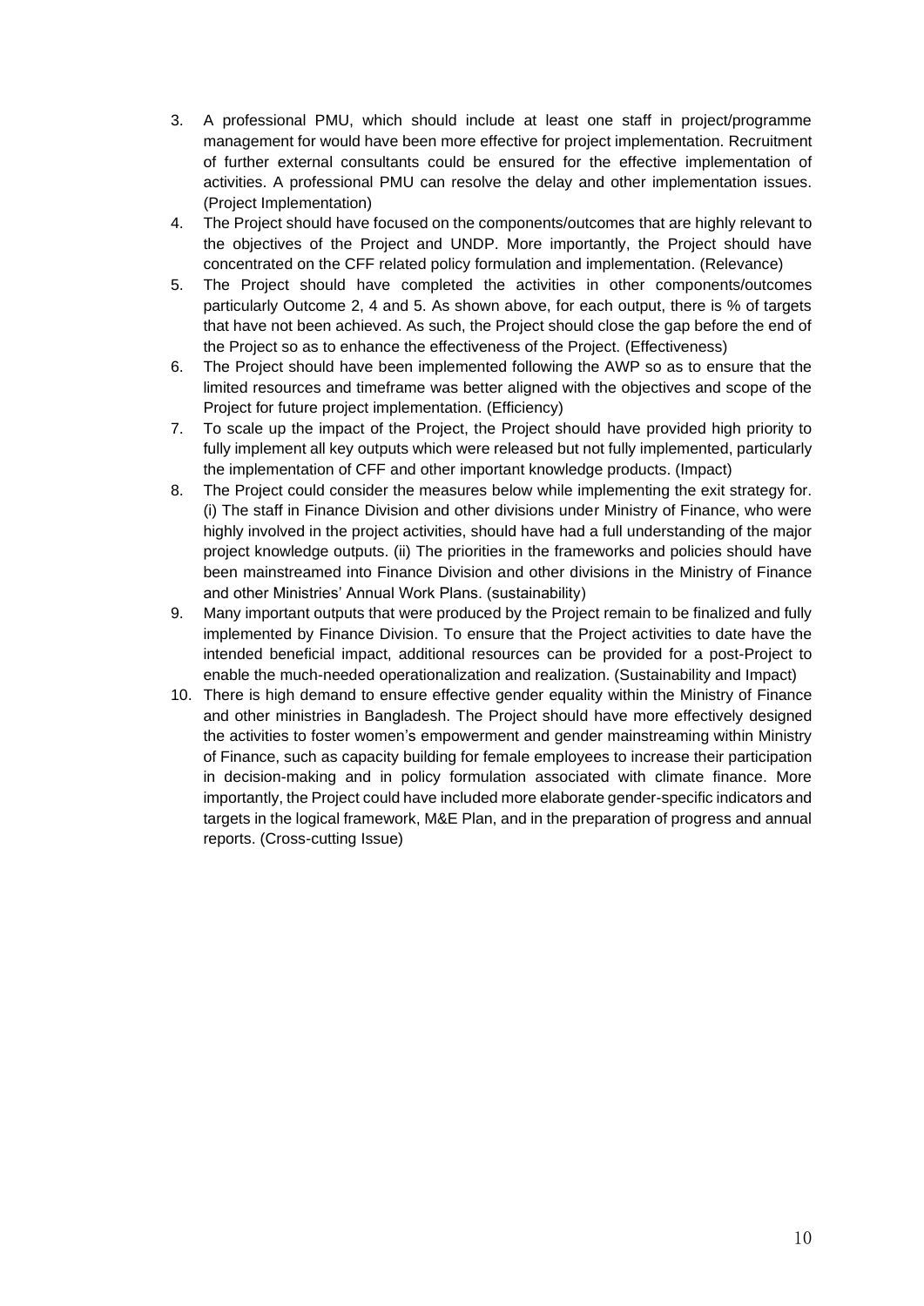3. A professional PMU, which should include at least one staff in project/programme management for would have been more effective for project implementation. Recruitment of further external consultants could be ensured for the effective implementation of activities. A professional PMU can resolve the delay and other implementation issues. (Project Implementation)
4. The Project should have focused on the components/outcomes that are highly relevant to the objectives of the Project and UNDP. More importantly, the Project should have concentrated on the CFF related policy formulation and implementation. (Relevance)
5. The Project should have completed the activities in other components/outcomes particularly Outcome 2, 4 and 5. As shown above, for each output, there is % of targets that have not been achieved. As such, the Project should close the gap before the end of the Project so as to enhance the effectiveness of the Project. (Effectiveness)
6. The Project should have been implemented following the AWP so as to ensure that the limited resources and timeframe was better aligned with the objectives and scope of the Project for future project implementation. (Efficiency)
7. To scale up the impact of the Project, the Project should have provided high priority to fully implement all key outputs which were released but not fully implemented, particularly the implementation of CFF and other important knowledge products. (Impact)
8. The Project could consider the measures below while implementing the exit strategy for. (i) The staff in Finance Division and other divisions under Ministry of Finance, who were highly involved in the project activities, should have had a full understanding of the major project knowledge outputs. (ii) The priorities in the frameworks and policies should have been mainstreamed into Finance Division and other divisions in the Ministry of Finance and other Ministries' Annual Work Plans. (sustainability)
9. Many important outputs that were produced by the Project remain to be finalized and fully implemented by Finance Division. To ensure that the Project activities to date have the intended beneficial impact, additional resources can be provided for a post-Project to enable the much-needed operationalization and realization. (Sustainability and Impact)
10. There is high demand to ensure effective gender equality within the Ministry of Finance and other ministries in Bangladesh. The Project should have more effectively designed the activities to foster women's empowerment and gender mainstreaming within Ministry of Finance, such as capacity building for female employees to increase their participation in decision-making and in policy formulation associated with climate finance. More importantly, the Project could have included more elaborate gender-specific indicators and targets in the logical framework, M&E Plan, and in the preparation of progress and annual reports. (Cross-cutting Issue)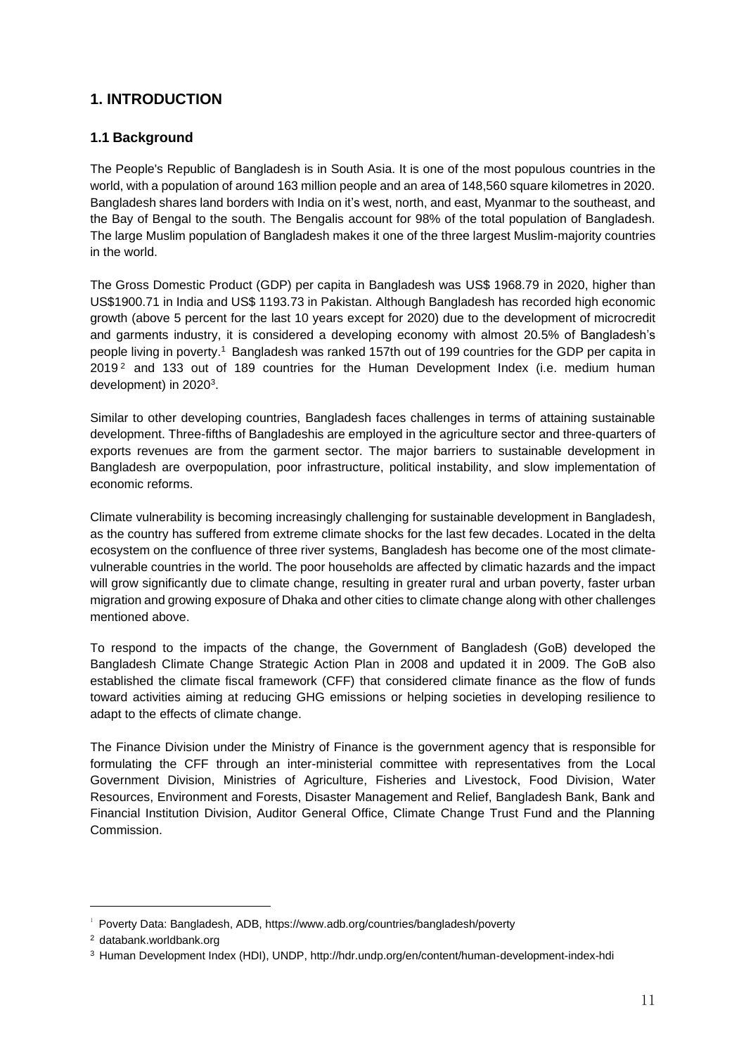# 1. INTRODUCTION

## 1.1 Background

The People's Republic of Bangladesh is in South Asia. It is one of the most populous countries in the world, with a population of around 163 million people and an area of 148,560 square kilometres in 2020. Bangladesh shares land borders with India on it's west, north, and east, Myanmar to the southeast, and the Bay of Bengal to the south. The Bengalis account for 98% of the total population of Bangladesh. The large Muslim population of Bangladesh makes it one of the three largest Muslim-majority countries in the world.

The Gross Domestic Product (GDP) per capita in Bangladesh was US$ 1968.79 in 2020, higher than US$1900.71 in India and US$ 1193.73 in Pakistan. Although Bangladesh has recorded high economic growth (above 5 percent for the last 10 years except for 2020) due to the development of microcredit and garments industry, it is considered a developing economy with almost 20.5% of Bangladesh's people living in poverty.[1] Bangladesh was ranked 157th out of 199 countries for the GDP per capita in 2019[2] and 133 out of 189 countries for the Human Development Index (i.e. medium human development) in 2020[3].

Similar to other developing countries, Bangladesh faces challenges in terms of attaining sustainable development. Three-fifths of Bangladeshis are employed in the agriculture sector and three-quarters of exports revenues are from the garment sector. The major barriers to sustainable development in Bangladesh are overpopulation, poor infrastructure, political instability, and slow implementation of economic reforms.

Climate vulnerability is becoming increasingly challenging for sustainable development in Bangladesh, as the country has suffered from extreme climate shocks for the last few decades. Located in the delta ecosystem on the confluence of three river systems, Bangladesh has become one of the most climate-vulnerable countries in the world. The poor households are affected by climatic hazards and the impact will grow significantly due to climate change, resulting in greater rural and urban poverty, faster urban migration and growing exposure of Dhaka and other cities to climate change along with other challenges mentioned above.

To respond to the impacts of the change, the Government of Bangladesh (GoB) developed the Bangladesh Climate Change Strategic Action Plan in 2008 and updated it in 2009. The GoB also established the climate fiscal framework (CFF) that considered climate finance as the flow of funds toward activities aiming at reducing GHG emissions or helping societies in developing resilience to adapt to the effects of climate change.

The Finance Division under the Ministry of Finance is the government agency that is responsible for formulating the CFF through an inter-ministerial committee with representatives from the Local Government Division, Ministries of Agriculture, Fisheries and Livestock, Food Division, Water Resources, Environment and Forests, Disaster Management and Relief, Bangladesh Bank, Bank and Financial Institution Division, Auditor General Office, Climate Change Trust Fund and the Planning Commission.

---

[1] Poverty Data: Bangladesh, ADB, https://www.adb.org/countries/bangladesh/poverty

[2] databank.worldbank.org

[3] Human Development Index (HDI), UNDP, http://hdr.undp.org/en/content/human-development-index-hdi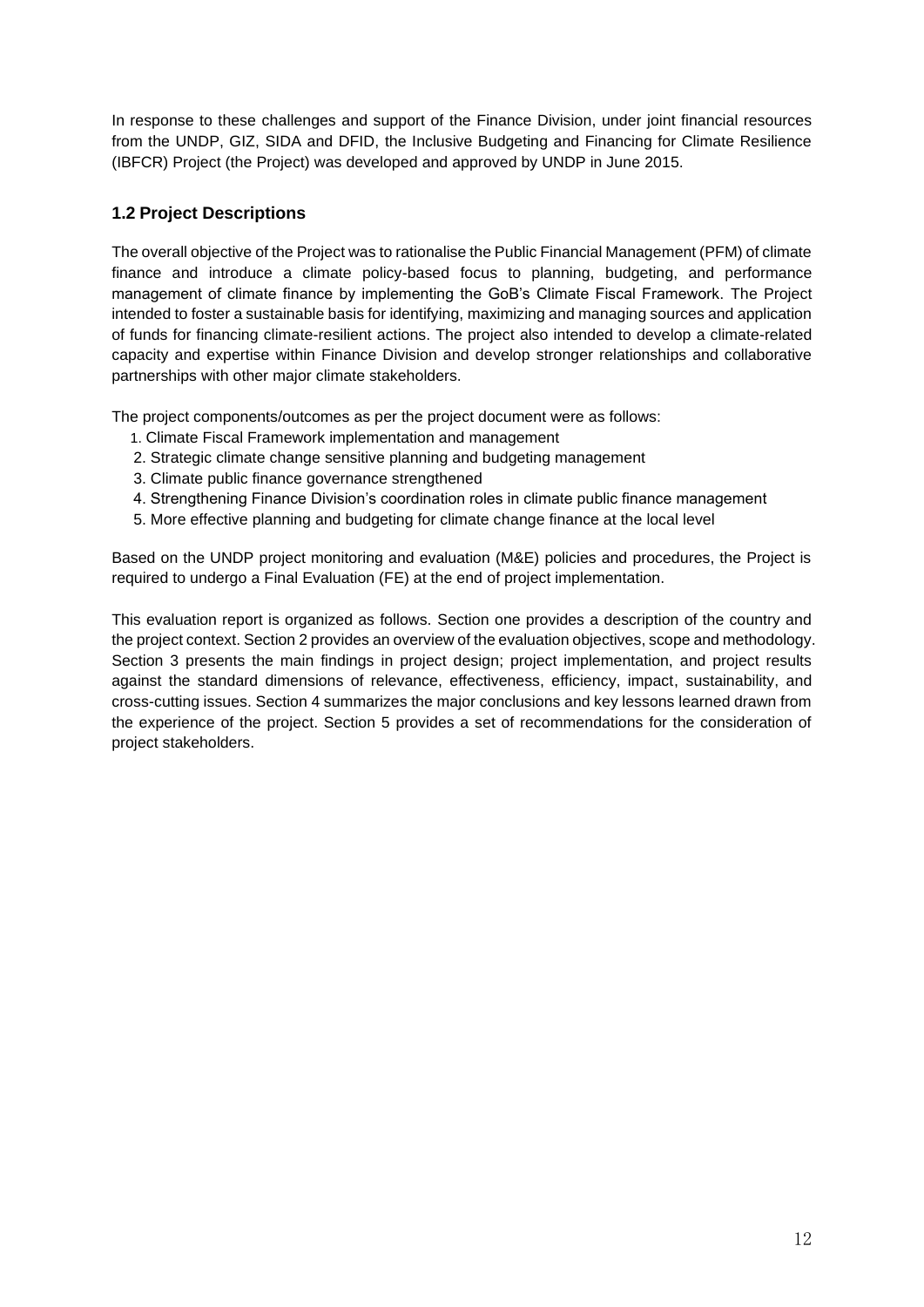In response to these challenges and support of the Finance Division, under joint financial resources from the UNDP, GIZ, SIDA and DFID, the Inclusive Budgeting and Financing for Climate Resilience (IBFCR) Project (the Project) was developed and approved by UNDP in June 2015.

### 1.2 Project Descriptions

The overall objective of the Project was to rationalise the Public Financial Management (PFM) of climate finance and introduce a climate policy-based focus to planning, budgeting, and performance management of climate finance by implementing the GoB's Climate Fiscal Framework. The Project intended to foster a sustainable basis for identifying, maximizing and managing sources and application of funds for financing climate-resilient actions. The project also intended to develop a climate-related capacity and expertise within Finance Division and develop stronger relationships and collaborative partnerships with other major climate stakeholders.

The project components/outcomes as per the project document were as follows:

1. Climate Fiscal Framework implementation and management
2. Strategic climate change sensitive planning and budgeting management
3. Climate public finance governance strengthened
4. Strengthening Finance Division's coordination roles in climate public finance management
5. More effective planning and budgeting for climate change finance at the local level

Based on the UNDP project monitoring and evaluation (M&E) policies and procedures, the Project is required to undergo a Final Evaluation (FE) at the end of project implementation.

This evaluation report is organized as follows. Section one provides a description of the country and the project context. Section 2 provides an overview of the evaluation objectives, scope and methodology. Section 3 presents the main findings in project design; project implementation, and project results against the standard dimensions of relevance, effectiveness, efficiency, impact, sustainability, and cross-cutting issues. Section 4 summarizes the major conclusions and key lessons learned drawn from the experience of the project. Section 5 provides a set of recommendations for the consideration of project stakeholders.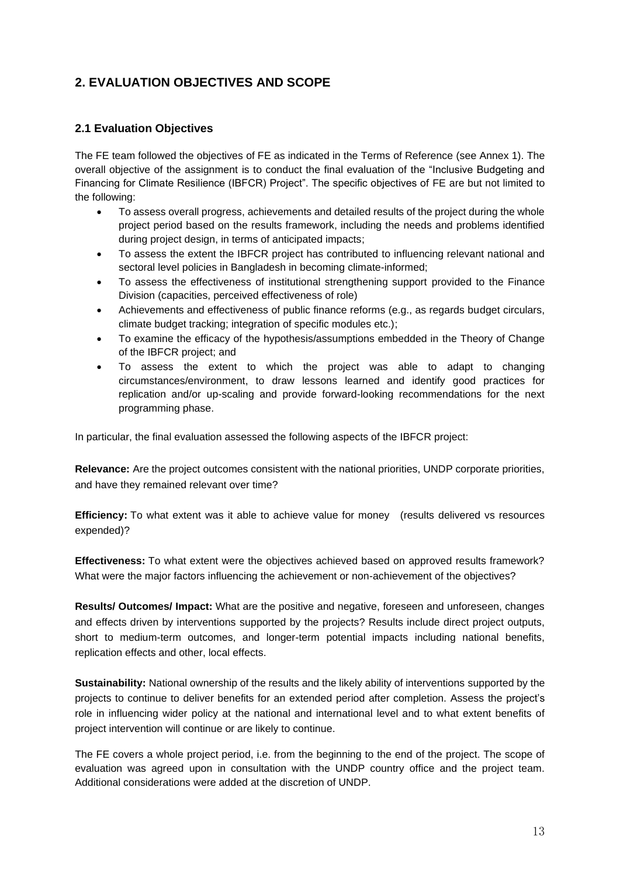## 2. EVALUATION OBJECTIVES AND SCOPE

### 2.1 Evaluation Objectives

The FE team followed the objectives of FE as indicated in the Terms of Reference (see Annex 1). The overall objective of the assignment is to conduct the final evaluation of the "Inclusive Budgeting and Financing for Climate Resilience (IBFCR) Project". The specific objectives of FE are but not limited to the following:

- To assess overall progress, achievements and detailed results of the project during the whole project period based on the results framework, including the needs and problems identified during project design, in terms of anticipated impacts;
- To assess the extent the IBFCR project has contributed to influencing relevant national and sectoral level policies in Bangladesh in becoming climate-informed;
- To assess the effectiveness of institutional strengthening support provided to the Finance Division (capacities, perceived effectiveness of role)
- Achievements and effectiveness of public finance reforms (e.g., as regards budget circulars, climate budget tracking; integration of specific modules etc.);
- To examine the efficacy of the hypothesis/assumptions embedded in the Theory of Change of the IBFCR project; and
- To assess the extent to which the project was able to adapt to changing circumstances/environment, to draw lessons learned and identify good practices for replication and/or up-scaling and provide forward-looking recommendations for the next programming phase.

In particular, the final evaluation assessed the following aspects of the IBFCR project:

**Relevance:** Are the project outcomes consistent with the national priorities, UNDP corporate priorities, and have they remained relevant over time?

**Efficiency:** To what extent was it able to achieve value for money (results delivered vs resources expended)?

**Effectiveness:** To what extent were the objectives achieved based on approved results framework? What were the major factors influencing the achievement or non-achievement of the objectives?

**Results/ Outcomes/ Impact:** What are the positive and negative, foreseen and unforeseen, changes and effects driven by interventions supported by the projects? Results include direct project outputs, short to medium-term outcomes, and longer-term potential impacts including national benefits, replication effects and other, local effects.

**Sustainability:** National ownership of the results and the likely ability of interventions supported by the projects to continue to deliver benefits for an extended period after completion. Assess the project's role in influencing wider policy at the national and international level and to what extent benefits of project intervention will continue or are likely to continue.

The FE covers a whole project period, i.e. from the beginning to the end of the project. The scope of evaluation was agreed upon in consultation with the UNDP country office and the project team. Additional considerations were added at the discretion of UNDP.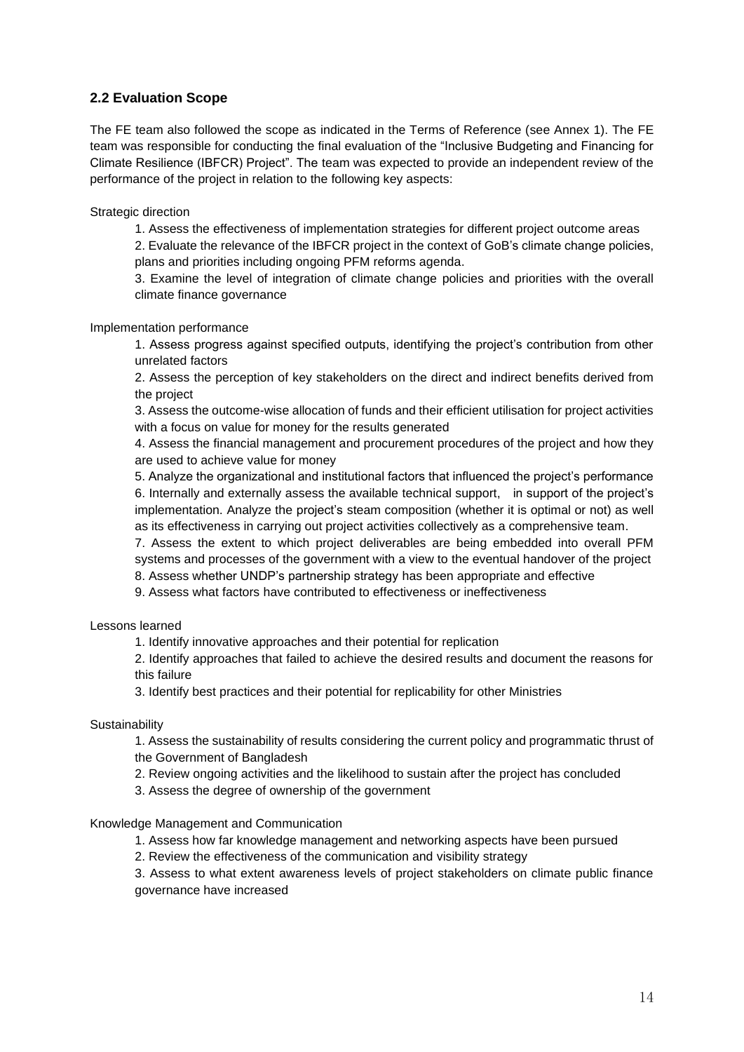## 2.2 Evaluation Scope

The FE team also followed the scope as indicated in the Terms of Reference (see Annex 1). The FE team was responsible for conducting the final evaluation of the "Inclusive Budgeting and Financing for Climate Resilience (IBFCR) Project". The team was expected to provide an independent review of the performance of the project in relation to the following key aspects:

Strategic direction

1. Assess the effectiveness of implementation strategies for different project outcome areas
2. Evaluate the relevance of the IBFCR project in the context of GoB's climate change policies, plans and priorities including ongoing PFM reforms agenda.
3. Examine the level of integration of climate change policies and priorities with the overall climate finance governance

Implementation performance

1. Assess progress against specified outputs, identifying the project's contribution from other unrelated factors
2. Assess the perception of key stakeholders on the direct and indirect benefits derived from the project
3. Assess the outcome-wise allocation of funds and their efficient utilisation for project activities with a focus on value for money for the results generated
4. Assess the financial management and procurement procedures of the project and how they are used to achieve value for money
5. Analyze the organizational and institutional factors that influenced the project's performance
6. Internally and externally assess the available technical support, in support of the project's implementation. Analyze the project's steam composition (whether it is optimal or not) as well as its effectiveness in carrying out project activities collectively as a comprehensive team.
7. Assess the extent to which project deliverables are being embedded into overall PFM systems and processes of the government with a view to the eventual handover of the project
8. Assess whether UNDP's partnership strategy has been appropriate and effective
9. Assess what factors have contributed to effectiveness or ineffectiveness

Lessons learned

1. Identify innovative approaches and their potential for replication
2. Identify approaches that failed to achieve the desired results and document the reasons for this failure
3. Identify best practices and their potential for replicability for other Ministries

Sustainability

1. Assess the sustainability of results considering the current policy and programmatic thrust of the Government of Bangladesh
2. Review ongoing activities and the likelihood to sustain after the project has concluded
3. Assess the degree of ownership of the government

Knowledge Management and Communication

1. Assess how far knowledge management and networking aspects have been pursued
2. Review the effectiveness of the communication and visibility strategy
3. Assess to what extent awareness levels of project stakeholders on climate public finance governance have increased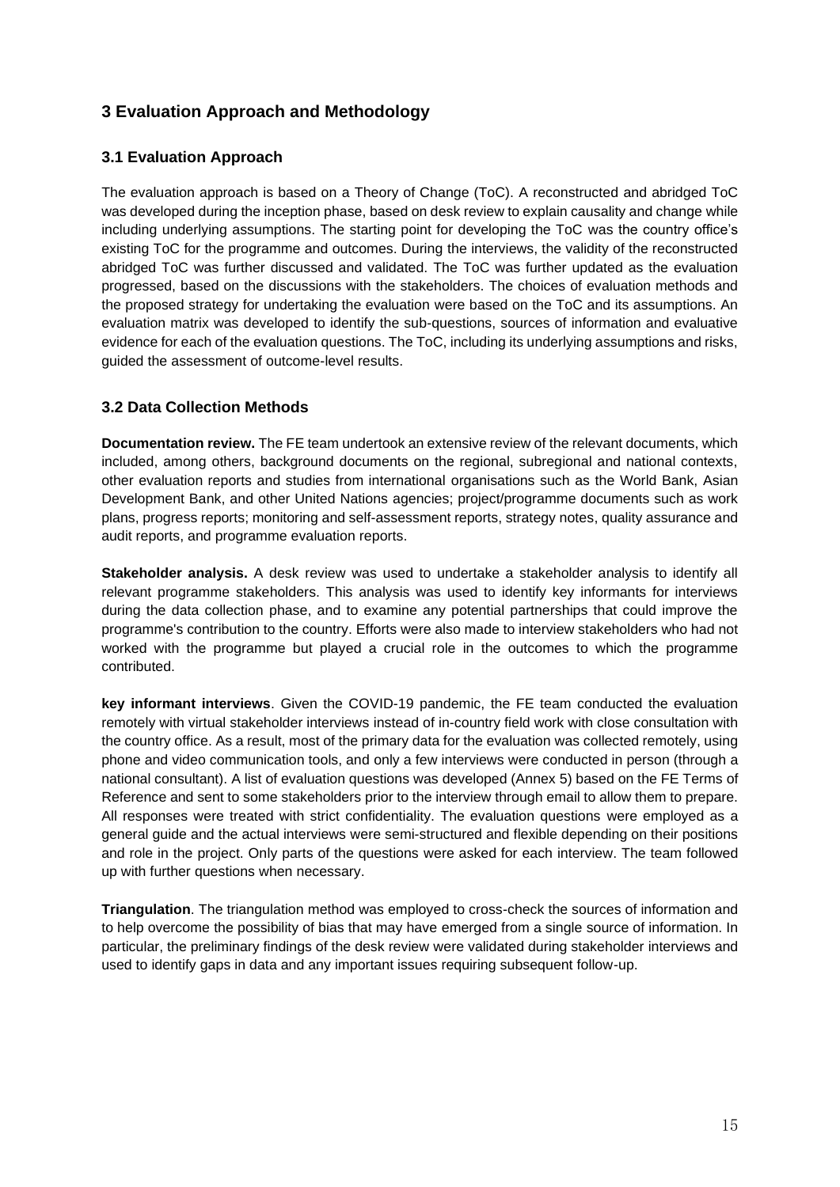## 3 Evaluation Approach and Methodology

### 3.1 Evaluation Approach

The evaluation approach is based on a Theory of Change (ToC). A reconstructed and abridged ToC was developed during the inception phase, based on desk review to explain causality and change while including underlying assumptions. The starting point for developing the ToC was the country office's existing ToC for the programme and outcomes. During the interviews, the validity of the reconstructed abridged ToC was further discussed and validated. The ToC was further updated as the evaluation progressed, based on the discussions with the stakeholders. The choices of evaluation methods and the proposed strategy for undertaking the evaluation were based on the ToC and its assumptions. An evaluation matrix was developed to identify the sub-questions, sources of information and evaluative evidence for each of the evaluation questions. The ToC, including its underlying assumptions and risks, guided the assessment of outcome-level results.

### 3.2 Data Collection Methods

**Documentation review.** The FE team undertook an extensive review of the relevant documents, which included, among others, background documents on the regional, subregional and national contexts, other evaluation reports and studies from international organisations such as the World Bank, Asian Development Bank, and other United Nations agencies; project/programme documents such as work plans, progress reports; monitoring and self-assessment reports, strategy notes, quality assurance and audit reports, and programme evaluation reports.

**Stakeholder analysis.** A desk review was used to undertake a stakeholder analysis to identify all relevant programme stakeholders. This analysis was used to identify key informants for interviews during the data collection phase, and to examine any potential partnerships that could improve the programme's contribution to the country. Efforts were also made to interview stakeholders who had not worked with the programme but played a crucial role in the outcomes to which the programme contributed.

**key informant interviews**. Given the COVID-19 pandemic, the FE team conducted the evaluation remotely with virtual stakeholder interviews instead of in-country field work with close consultation with the country office. As a result, most of the primary data for the evaluation was collected remotely, using phone and video communication tools, and only a few interviews were conducted in person (through a national consultant). A list of evaluation questions was developed (Annex 5) based on the FE Terms of Reference and sent to some stakeholders prior to the interview through email to allow them to prepare. All responses were treated with strict confidentiality. The evaluation questions were employed as a general guide and the actual interviews were semi-structured and flexible depending on their positions and role in the project. Only parts of the questions were asked for each interview. The team followed up with further questions when necessary.

**Triangulation**. The triangulation method was employed to cross-check the sources of information and to help overcome the possibility of bias that may have emerged from a single source of information. In particular, the preliminary findings of the desk review were validated during stakeholder interviews and used to identify gaps in data and any important issues requiring subsequent follow-up.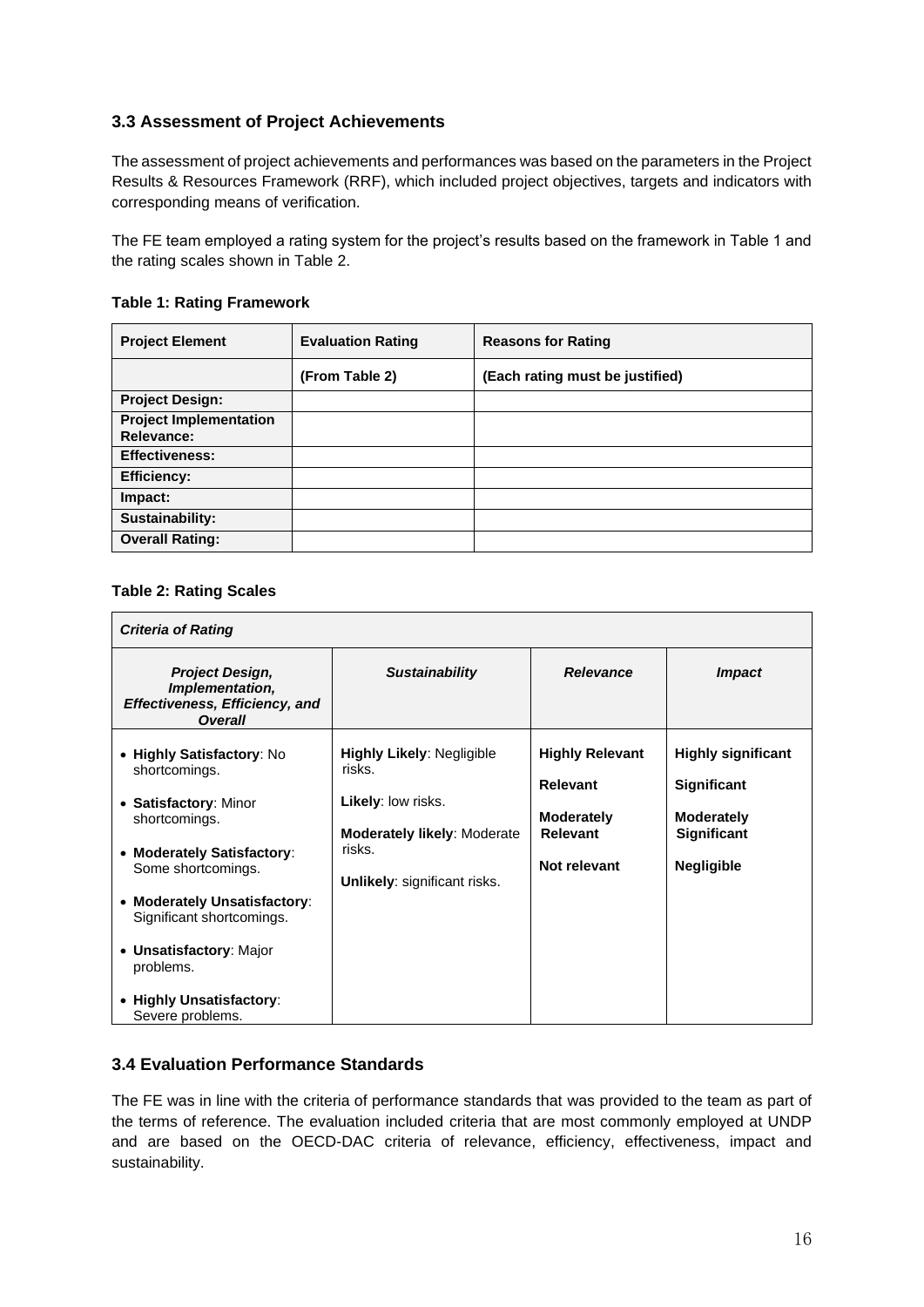### 3.3 Assessment of Project Achievements

The assessment of project achievements and performances was based on the parameters in the Project Results & Resources Framework (RRF), which included project objectives, targets and indicators with corresponding means of verification.

The FE team employed a rating system for the project's results based on the framework in Table 1 and the rating scales shown in Table 2.

**Table 1: Rating Framework**

| Project Element | Evaluation Rating | Reasons for Rating |
|---|---|---|
| | **(From Table 2)** | **(Each rating must be justified)** |
| **Project Design:** | | |
| **Project Implementation Relevance:** | | |
| **Effectiveness:** | | |
| **Efficiency:** | | |
| **Impact:** | | |
| **Sustainability:** | | |
| **Overall Rating:** | | |

**Table 2: Rating Scales**

| ***Criteria of Rating*** | | | |
|---|---|---|---|
| ***Project Design, Implementation, Effectiveness, Efficiency, and Overall*** | ***Sustainability*** | ***Relevance*** | ***Impact*** |
| • **Highly Satisfactory**: No shortcomings.<br>• **Satisfactory**: Minor shortcomings.<br>• **Moderately Satisfactory**: Some shortcomings.<br>• **Moderately Unsatisfactory**: Significant shortcomings.<br>• **Unsatisfactory**: Major problems.<br>• **Highly Unsatisfactory**: Severe problems. | **Highly Likely**: Negligible risks.<br>**Likely**: low risks.<br>**Moderately likely**: Moderate risks.<br>**Unlikely**: significant risks. | **Highly Relevant**<br>**Relevant**<br>**Moderately Relevant**<br>**Not relevant** | **Highly significant**<br>**Significant**<br>**Moderately Significant**<br>**Negligible** |

### 3.4 Evaluation Performance Standards

The FE was in line with the criteria of performance standards that was provided to the team as part of the terms of reference. The evaluation included criteria that are most commonly employed at UNDP and are based on the OECD-DAC criteria of relevance, efficiency, effectiveness, impact and sustainability.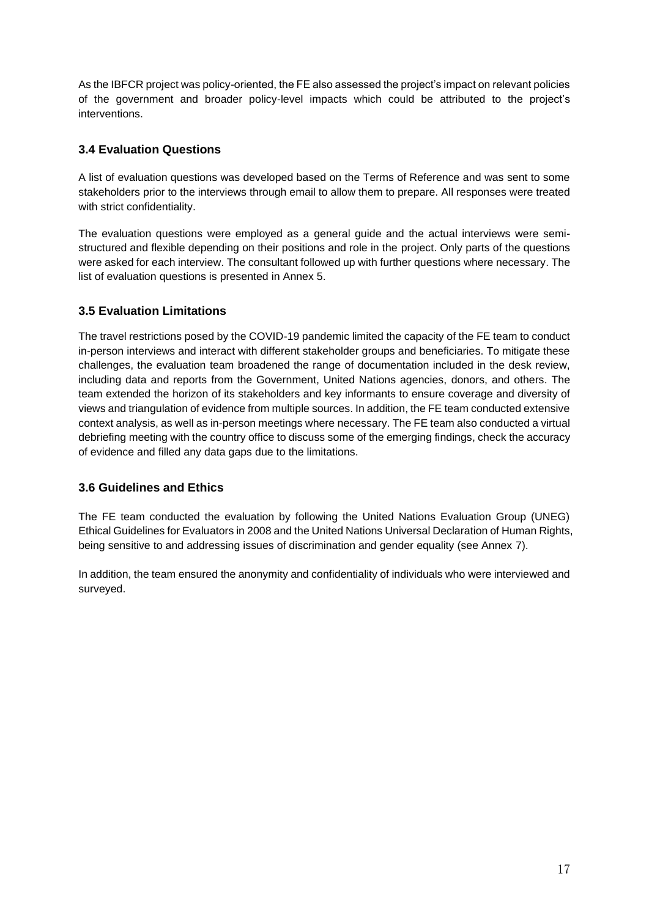As the IBFCR project was policy-oriented, the FE also assessed the project's impact on relevant policies of the government and broader policy-level impacts which could be attributed to the project's interventions.

### 3.4 Evaluation Questions

A list of evaluation questions was developed based on the Terms of Reference and was sent to some stakeholders prior to the interviews through email to allow them to prepare. All responses were treated with strict confidentiality.

The evaluation questions were employed as a general guide and the actual interviews were semi-structured and flexible depending on their positions and role in the project. Only parts of the questions were asked for each interview. The consultant followed up with further questions where necessary. The list of evaluation questions is presented in Annex 5.

### 3.5 Evaluation Limitations

The travel restrictions posed by the COVID-19 pandemic limited the capacity of the FE team to conduct in-person interviews and interact with different stakeholder groups and beneficiaries. To mitigate these challenges, the evaluation team broadened the range of documentation included in the desk review, including data and reports from the Government, United Nations agencies, donors, and others. The team extended the horizon of its stakeholders and key informants to ensure coverage and diversity of views and triangulation of evidence from multiple sources. In addition, the FE team conducted extensive context analysis, as well as in-person meetings where necessary. The FE team also conducted a virtual debriefing meeting with the country office to discuss some of the emerging findings, check the accuracy of evidence and filled any data gaps due to the limitations.

### 3.6 Guidelines and Ethics

The FE team conducted the evaluation by following the United Nations Evaluation Group (UNEG) Ethical Guidelines for Evaluators in 2008 and the United Nations Universal Declaration of Human Rights, being sensitive to and addressing issues of discrimination and gender equality (see Annex 7).

In addition, the team ensured the anonymity and confidentiality of individuals who were interviewed and surveyed.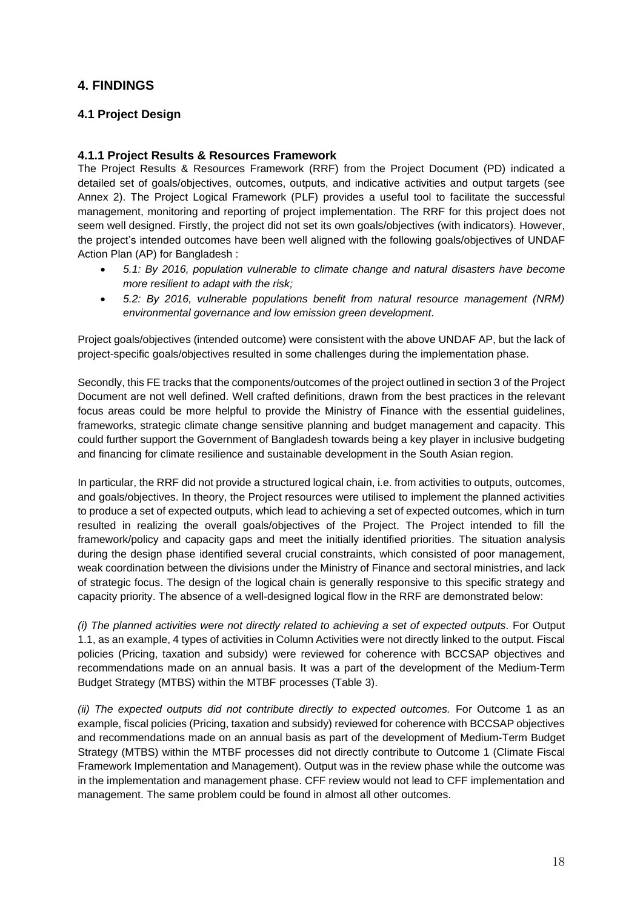# 4. FINDINGS

## 4.1 Project Design

### 4.1.1 Project Results & Resources Framework

The Project Results & Resources Framework (RRF) from the Project Document (PD) indicated a detailed set of goals/objectives, outcomes, outputs, and indicative activities and output targets (see Annex 2). The Project Logical Framework (PLF) provides a useful tool to facilitate the successful management, monitoring and reporting of project implementation. The RRF for this project does not seem well designed. Firstly, the project did not set its own goals/objectives (with indicators). However, the project's intended outcomes have been well aligned with the following goals/objectives of UNDAF Action Plan (AP) for Bangladesh :

- *5.1: By 2016, population vulnerable to climate change and natural disasters have become more resilient to adapt with the risk;*
- *5.2: By 2016, vulnerable populations benefit from natural resource management (NRM) environmental governance and low emission green development.*

Project goals/objectives (intended outcome) were consistent with the above UNDAF AP, but the lack of project-specific goals/objectives resulted in some challenges during the implementation phase.

Secondly, this FE tracks that the components/outcomes of the project outlined in section 3 of the Project Document are not well defined. Well crafted definitions, drawn from the best practices in the relevant focus areas could be more helpful to provide the Ministry of Finance with the essential guidelines, frameworks, strategic climate change sensitive planning and budget management and capacity. This could further support the Government of Bangladesh towards being a key player in inclusive budgeting and financing for climate resilience and sustainable development in the South Asian region.

In particular, the RRF did not provide a structured logical chain, i.e. from activities to outputs, outcomes, and goals/objectives. In theory, the Project resources were utilised to implement the planned activities to produce a set of expected outputs, which lead to achieving a set of expected outcomes, which in turn resulted in realizing the overall goals/objectives of the Project. The Project intended to fill the framework/policy and capacity gaps and meet the initially identified priorities. The situation analysis during the design phase identified several crucial constraints, which consisted of poor management, weak coordination between the divisions under the Ministry of Finance and sectoral ministries, and lack of strategic focus. The design of the logical chain is generally responsive to this specific strategy and capacity priority. The absence of a well-designed logical flow in the RRF are demonstrated below:

*(i) The planned activities were not directly related to achieving a set of expected outputs*. For Output 1.1, as an example, 4 types of activities in Column Activities were not directly linked to the output. Fiscal policies (Pricing, taxation and subsidy) were reviewed for coherence with BCCSAP objectives and recommendations made on an annual basis. It was a part of the development of the Medium-Term Budget Strategy (MTBS) within the MTBF processes (Table 3).

*(ii) The expected outputs did not contribute directly to expected outcomes.* For Outcome 1 as an example, fiscal policies (Pricing, taxation and subsidy) reviewed for coherence with BCCSAP objectives and recommendations made on an annual basis as part of the development of Medium-Term Budget Strategy (MTBS) within the MTBF processes did not directly contribute to Outcome 1 (Climate Fiscal Framework Implementation and Management). Output was in the review phase while the outcome was in the implementation and management phase. CFF review would not lead to CFF implementation and management. The same problem could be found in almost all other outcomes.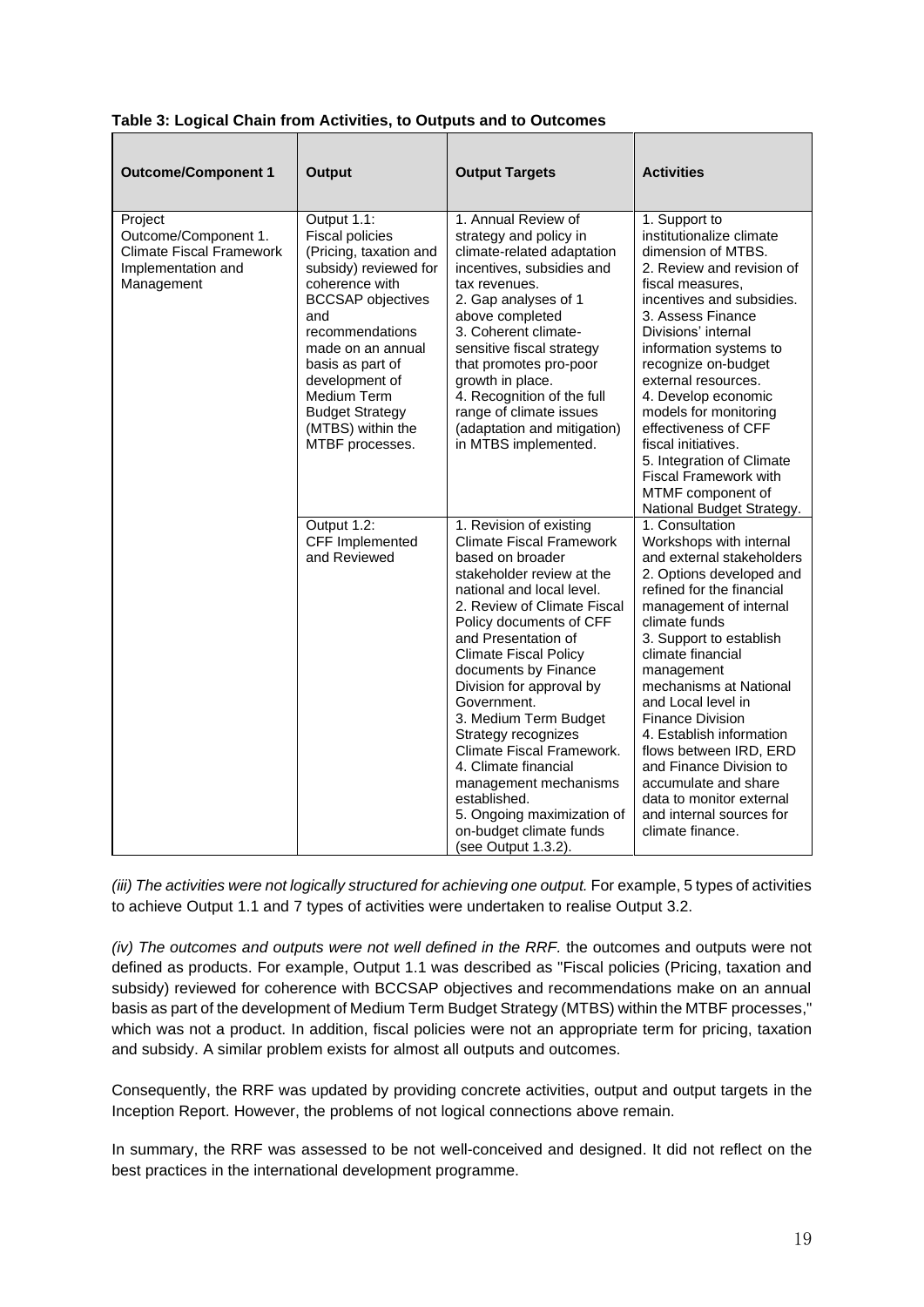**Table 3: Logical Chain from Activities, to Outputs and to Outcomes**

| Outcome/Component 1 | Output | Output Targets | Activities |
|---|---|---|---|
| Project Outcome/Component 1. Climate Fiscal Framework Implementation and Management | Output 1.1: Fiscal policies (Pricing, taxation and subsidy) reviewed for coherence with BCCSAP objectives and recommendations made on an annual basis as part of development of Medium Term Budget Strategy (MTBS) within the MTBF processes. | 1. Annual Review of strategy and policy in climate-related adaptation incentives, subsidies and tax revenues. 2. Gap analyses of 1 above completed 3. Coherent climate-sensitive fiscal strategy that promotes pro-poor growth in place. 4. Recognition of the full range of climate issues (adaptation and mitigation) in MTBS implemented. | 1. Support to institutionalize climate dimension of MTBS. 2. Review and revision of fiscal measures, incentives and subsidies. 3. Assess Finance Divisions' internal information systems to recognize on-budget external resources. 4. Develop economic models for monitoring effectiveness of CFF fiscal initiatives. 5. Integration of Climate Fiscal Framework with MTMF component of National Budget Strategy. |
| | Output 1.2: CFF Implemented and Reviewed | 1. Revision of existing Climate Fiscal Framework based on broader stakeholder review at the national and local level. 2. Review of Climate Fiscal Policy documents of CFF and Presentation of Climate Fiscal Policy documents by Finance Division for approval by Government. 3. Medium Term Budget Strategy recognizes Climate Fiscal Framework. 4. Climate financial management mechanisms established. 5. Ongoing maximization of on-budget climate funds (see Output 1.3.2). | 1. Consultation Workshops with internal and external stakeholders 2. Options developed and refined for the financial management of internal climate funds 3. Support to establish climate financial management mechanisms at National and Local level in Finance Division 4. Establish information flows between IRD, ERD and Finance Division to accumulate and share data to monitor external and internal sources for climate finance. |

*(iii) The activities were not logically structured for achieving one output.* For example, 5 types of activities to achieve Output 1.1 and 7 types of activities were undertaken to realise Output 3.2.

*(iv) The outcomes and outputs were not well defined in the RRF.* the outcomes and outputs were not defined as products. For example, Output 1.1 was described as "Fiscal policies (Pricing, taxation and subsidy) reviewed for coherence with BCCSAP objectives and recommendations make on an annual basis as part of the development of Medium Term Budget Strategy (MTBS) within the MTBF processes," which was not a product. In addition, fiscal policies were not an appropriate term for pricing, taxation and subsidy. A similar problem exists for almost all outputs and outcomes.

Consequently, the RRF was updated by providing concrete activities, output and output targets in the Inception Report. However, the problems of not logical connections above remain.

In summary, the RRF was assessed to be not well-conceived and designed. It did not reflect on the best practices in the international development programme.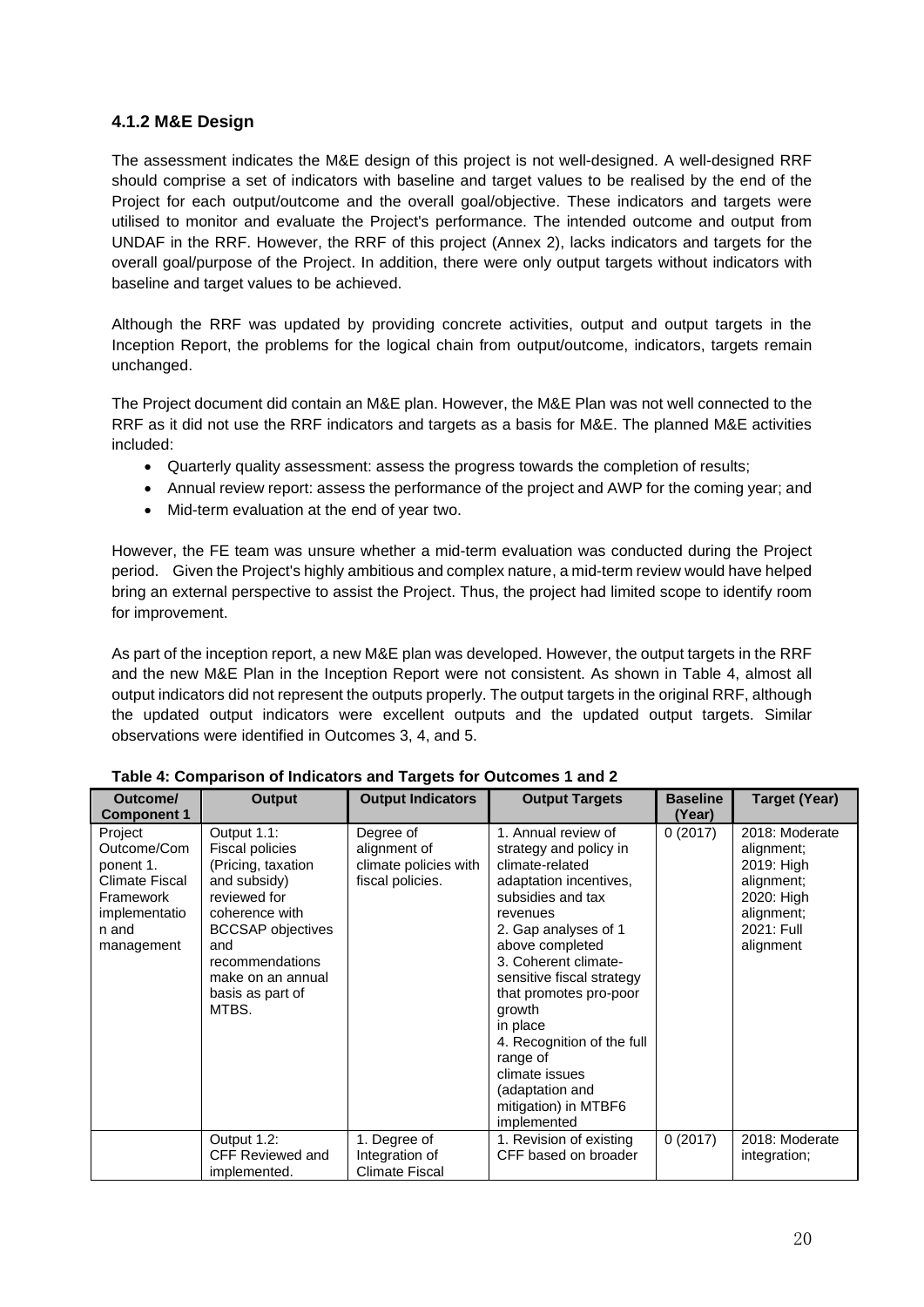### 4.1.2 M&E Design

The assessment indicates the M&E design of this project is not well-designed. A well-designed RRF should comprise a set of indicators with baseline and target values to be realised by the end of the Project for each output/outcome and the overall goal/objective. These indicators and targets were utilised to monitor and evaluate the Project's performance. The intended outcome and output from UNDAF in the RRF. However, the RRF of this project (Annex 2), lacks indicators and targets for the overall goal/purpose of the Project. In addition, there were only output targets without indicators with baseline and target values to be achieved.

Although the RRF was updated by providing concrete activities, output and output targets in the Inception Report, the problems for the logical chain from output/outcome, indicators, targets remain unchanged.

The Project document did contain an M&E plan. However, the M&E Plan was not well connected to the RRF as it did not use the RRF indicators and targets as a basis for M&E. The planned M&E activities included:

- Quarterly quality assessment: assess the progress towards the completion of results;
- Annual review report: assess the performance of the project and AWP for the coming year; and
- Mid-term evaluation at the end of year two.

However, the FE team was unsure whether a mid-term evaluation was conducted during the Project period. Given the Project's highly ambitious and complex nature, a mid-term review would have helped bring an external perspective to assist the Project. Thus, the project had limited scope to identify room for improvement.

As part of the inception report, a new M&E plan was developed. However, the output targets in the RRF and the new M&E Plan in the Inception Report were not consistent. As shown in Table 4, almost all output indicators did not represent the outputs properly. The output targets in the original RRF, although the updated output indicators were excellent outputs and the updated output targets. Similar observations were identified in Outcomes 3, 4, and 5.

**Table 4: Comparison of Indicators and Targets for Outcomes 1 and 2**

| Outcome/ Component 1 | Output | Output Indicators | Output Targets | Baseline (Year) | Target (Year) |
|---|---|---|---|---|---|
| Project Outcome/Component 1. Climate Fiscal Framework implementation and management | Output 1.1: Fiscal policies (Pricing, taxation and subsidy) reviewed for coherence with BCCSAP objectives and recommendations make on an annual basis as part of MTBS. | Degree of alignment of climate policies with fiscal policies. | 1. Annual review of strategy and policy in climate-related adaptation incentives, subsidies and tax revenues<br>2. Gap analyses of 1 above completed<br>3. Coherent climate-sensitive fiscal strategy that promotes pro-poor growth in place<br>4. Recognition of the full range of climate issues (adaptation and mitigation) in MTBF6 implemented | 0 (2017) | 2018: Moderate alignment; 2019: High alignment; 2020: High alignment; 2021: Full alignment |
| | Output 1.2: CFF Reviewed and implemented. | 1. Degree of Integration of Climate Fiscal | 1. Revision of existing CFF based on broader | 0 (2017) | 2018: Moderate integration; |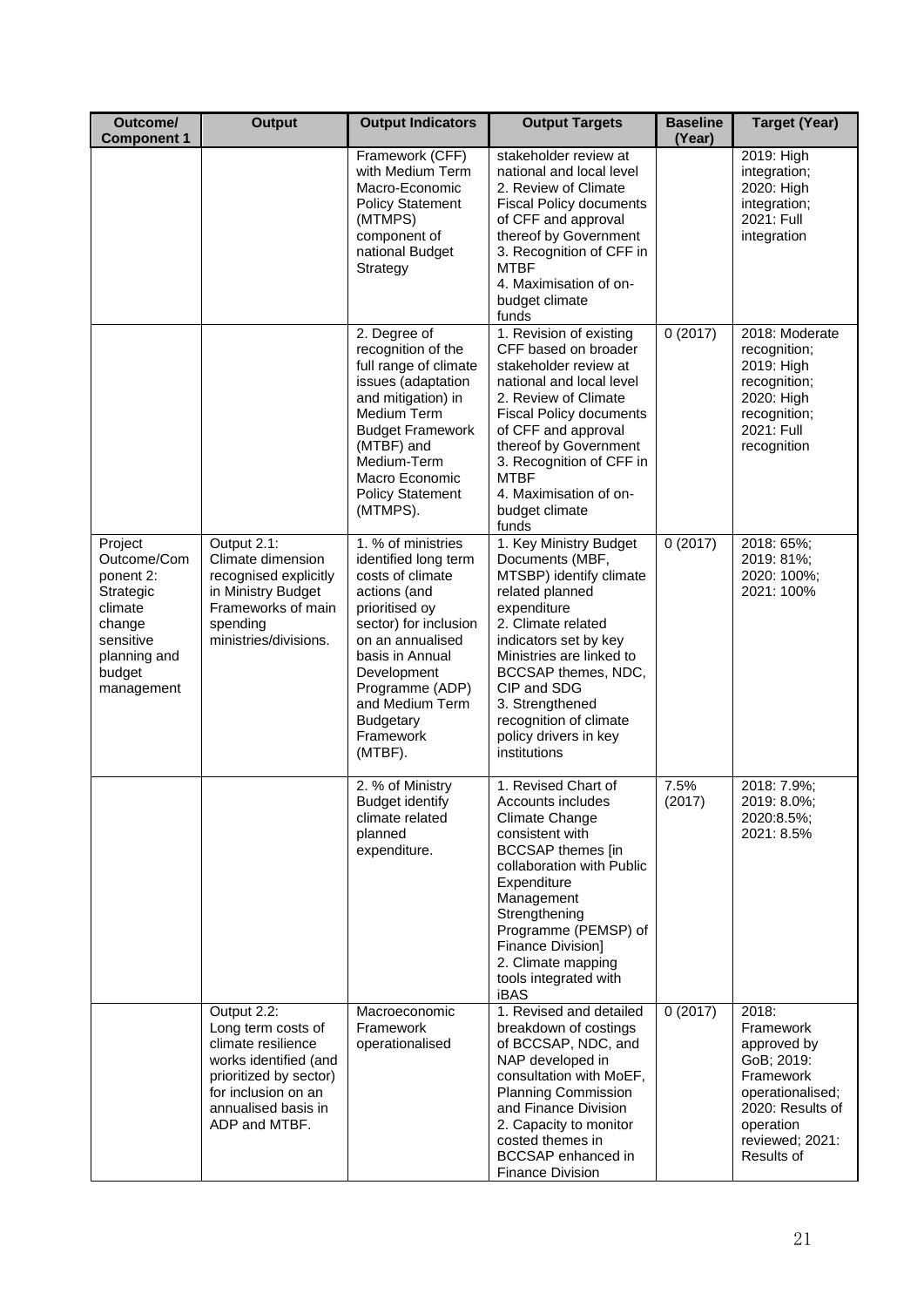| Outcome/ Component 1 | Output | Output Indicators | Output Targets | Baseline (Year) | Target (Year) |
|---|---|---|---|---|---|
| | | Framework (CFF) with Medium Term Macro-Economic Policy Statement (MTMPS) component of national Budget Strategy | stakeholder review at national and local level<br>2. Review of Climate Fiscal Policy documents of CFF and approval thereof by Government<br>3. Recognition of CFF in MTBF<br>4. Maximisation of on-budget climate funds | | 2019: High integration;<br>2020: High integration;<br>2021: Full integration |
| | | 2. Degree of recognition of the full range of climate issues (adaptation and mitigation) in Medium Term Budget Framework (MTBF) and Medium-Term Macro Economic Policy Statement (MTMPS). | 1. Revision of existing CFF based on broader stakeholder review at national and local level<br>2. Review of Climate Fiscal Policy documents of CFF and approval thereof by Government<br>3. Recognition of CFF in MTBF<br>4. Maximisation of on-budget climate funds | 0 (2017) | 2018: Moderate recognition;<br>2019: High recognition;<br>2020: High recognition;<br>2021: Full recognition |
| Project Outcome/Component 2: Strategic climate change sensitive planning and budget management | Output 2.1: Climate dimension recognised explicitly in Ministry Budget Frameworks of main spending ministries/divisions. | 1. % of ministries identified long term costs of climate actions (and prioritised oy sector) for inclusion on an annualised basis in Annual Development Programme (ADP) and Medium Term Budgetary Framework (MTBF). | 1. Key Ministry Budget Documents (MBF, MTSBP) identify climate related planned expenditure<br>2. Climate related indicators set by key Ministries are linked to BCCSAP themes, NDC, CIP and SDG<br>3. Strengthened recognition of climate policy drivers in key institutions | 0 (2017) | 2018: 65%;<br>2019: 81%;<br>2020: 100%;<br>2021: 100% |
| | | 2. % of Ministry Budget identify climate related planned expenditure. | 1. Revised Chart of Accounts includes Climate Change consistent with BCCSAP themes [in collaboration with Public Expenditure Management Strengthening Programme (PEMSP) of Finance Division]<br>2. Climate mapping tools integrated with iBAS | 7.5% (2017) | 2018: 7.9%;<br>2019: 8.0%;<br>2020:8.5%;<br>2021: 8.5% |
| | Output 2.2: Long term costs of climate resilience works identified (and prioritized by sector) for inclusion on an annualised basis in ADP and MTBF. | Macroeconomic Framework operationalised | 1. Revised and detailed breakdown of costings of BCCSAP, NDC, and NAP developed in consultation with MoEF, Planning Commission and Finance Division<br>2. Capacity to monitor costed themes in BCCSAP enhanced in Finance Division | 0 (2017) | 2018: Framework approved by GoB; 2019: Framework operationalised; 2020: Results of operation reviewed; 2021: Results of |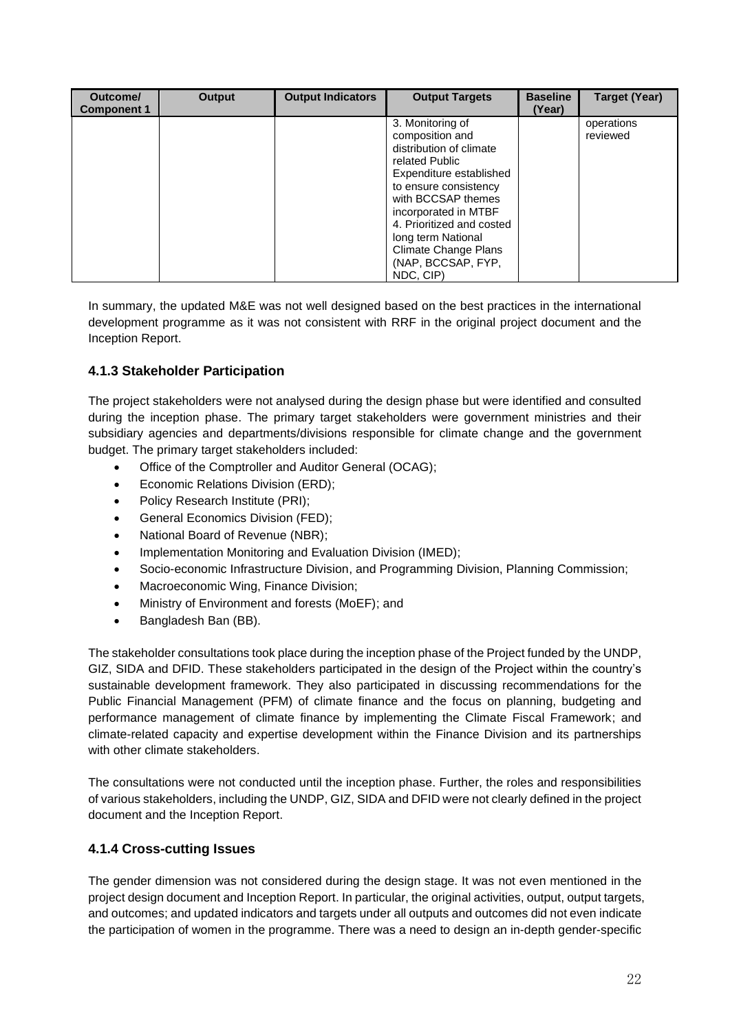| Outcome/ Component 1 | Output | Output Indicators | Output Targets | Baseline (Year) | Target (Year) |
|---|---|---|---|---|---|
| | | | 3. Monitoring of composition and distribution of climate related Public Expenditure established to ensure consistency with BCCSAP themes incorporated in MTBF<br>4. Prioritized and costed long term National Climate Change Plans (NAP, BCCSAP, FYP, NDC, CIP) | | operations reviewed |

In summary, the updated M&E was not well designed based on the best practices in the international development programme as it was not consistent with RRF in the original project document and the Inception Report.

### 4.1.3 Stakeholder Participation

The project stakeholders were not analysed during the design phase but were identified and consulted during the inception phase. The primary target stakeholders were government ministries and their subsidiary agencies and departments/divisions responsible for climate change and the government budget. The primary target stakeholders included:

- Office of the Comptroller and Auditor General (OCAG);
- Economic Relations Division (ERD);
- Policy Research Institute (PRI);
- General Economics Division (FED);
- National Board of Revenue (NBR);
- Implementation Monitoring and Evaluation Division (IMED);
- Socio-economic Infrastructure Division, and Programming Division, Planning Commission;
- Macroeconomic Wing, Finance Division;
- Ministry of Environment and forests (MoEF); and
- Bangladesh Ban (BB).

The stakeholder consultations took place during the inception phase of the Project funded by the UNDP, GIZ, SIDA and DFID. These stakeholders participated in the design of the Project within the country's sustainable development framework. They also participated in discussing recommendations for the Public Financial Management (PFM) of climate finance and the focus on planning, budgeting and performance management of climate finance by implementing the Climate Fiscal Framework; and climate-related capacity and expertise development within the Finance Division and its partnerships with other climate stakeholders.

The consultations were not conducted until the inception phase. Further, the roles and responsibilities of various stakeholders, including the UNDP, GIZ, SIDA and DFID were not clearly defined in the project document and the Inception Report.

### 4.1.4 Cross-cutting Issues

The gender dimension was not considered during the design stage. It was not even mentioned in the project design document and Inception Report. In particular, the original activities, output, output targets, and outcomes; and updated indicators and targets under all outputs and outcomes did not even indicate the participation of women in the programme. There was a need to design an in-depth gender-specific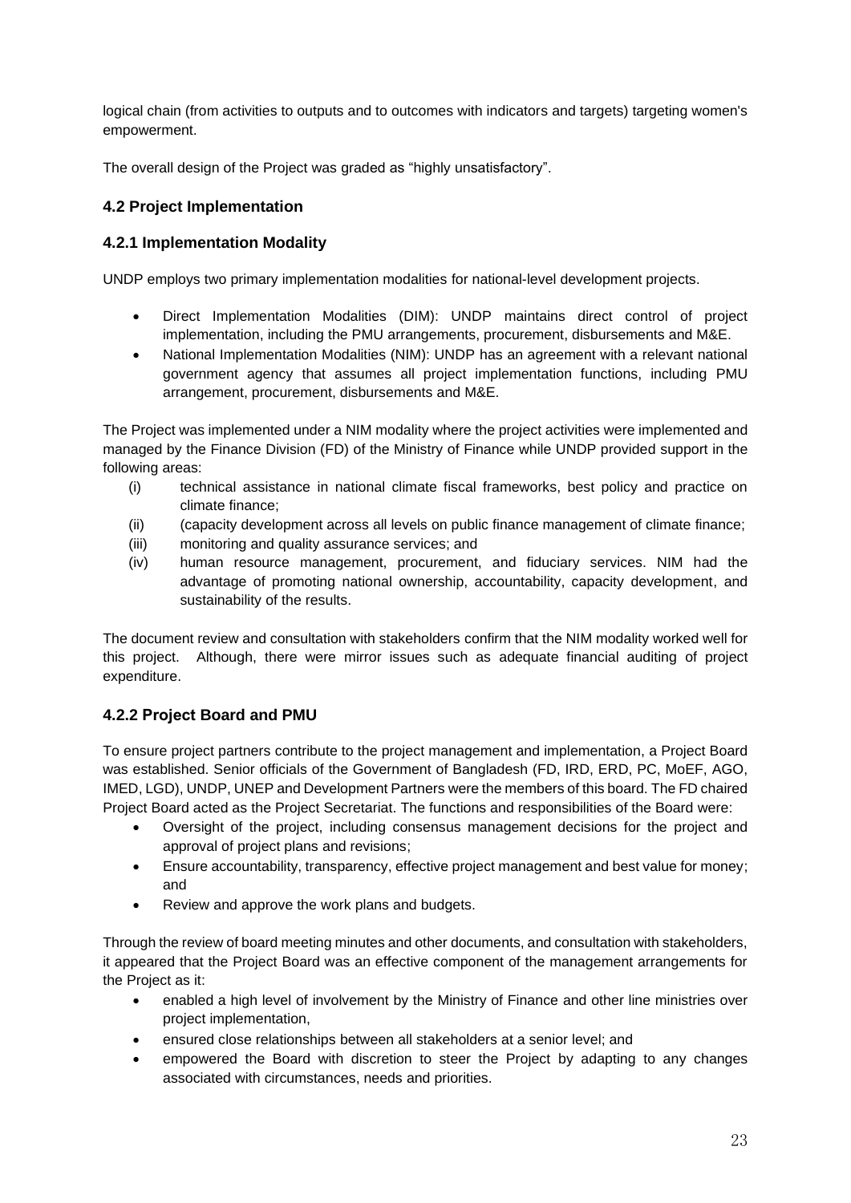logical chain (from activities to outputs and to outcomes with indicators and targets) targeting women's empowerment.

The overall design of the Project was graded as "highly unsatisfactory".

### 4.2 Project Implementation

#### 4.2.1 Implementation Modality

UNDP employs two primary implementation modalities for national-level development projects.

- Direct Implementation Modalities (DIM): UNDP maintains direct control of project implementation, including the PMU arrangements, procurement, disbursements and M&E.
- National Implementation Modalities (NIM): UNDP has an agreement with a relevant national government agency that assumes all project implementation functions, including PMU arrangement, procurement, disbursements and M&E.

The Project was implemented under a NIM modality where the project activities were implemented and managed by the Finance Division (FD) of the Ministry of Finance while UNDP provided support in the following areas:

(i) technical assistance in national climate fiscal frameworks, best policy and practice on climate finance;
(ii) (capacity development across all levels on public finance management of climate finance;
(iii) monitoring and quality assurance services; and
(iv) human resource management, procurement, and fiduciary services. NIM had the advantage of promoting national ownership, accountability, capacity development, and sustainability of the results.

The document review and consultation with stakeholders confirm that the NIM modality worked well for this project. Although, there were mirror issues such as adequate financial auditing of project expenditure.

#### 4.2.2 Project Board and PMU

To ensure project partners contribute to the project management and implementation, a Project Board was established. Senior officials of the Government of Bangladesh (FD, IRD, ERD, PC, MoEF, AGO, IMED, LGD), UNDP, UNEP and Development Partners were the members of this board. The FD chaired Project Board acted as the Project Secretariat. The functions and responsibilities of the Board were:

- Oversight of the project, including consensus management decisions for the project and approval of project plans and revisions;
- Ensure accountability, transparency, effective project management and best value for money; and
- Review and approve the work plans and budgets.

Through the review of board meeting minutes and other documents, and consultation with stakeholders, it appeared that the Project Board was an effective component of the management arrangements for the Project as it:

- enabled a high level of involvement by the Ministry of Finance and other line ministries over project implementation,
- ensured close relationships between all stakeholders at a senior level; and
- empowered the Board with discretion to steer the Project by adapting to any changes associated with circumstances, needs and priorities.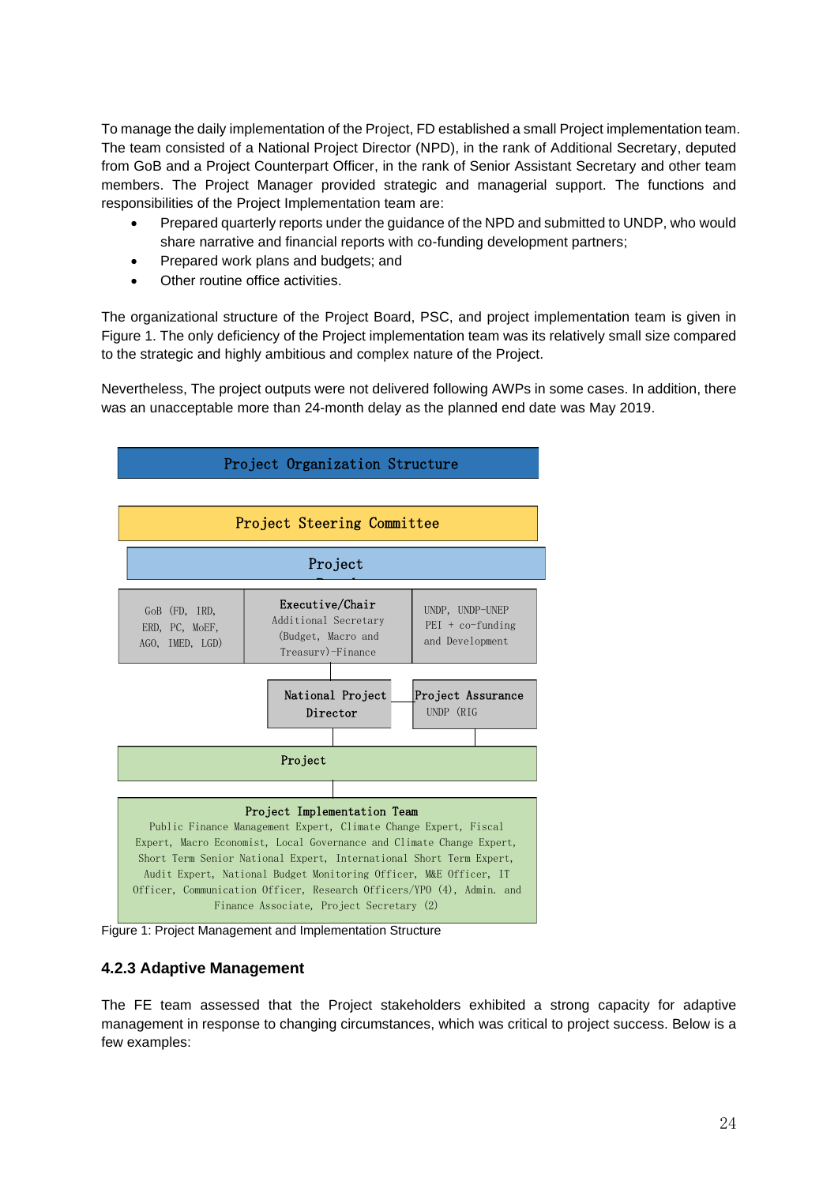To manage the daily implementation of the Project, FD established a small Project implementation team. The team consisted of a National Project Director (NPD), in the rank of Additional Secretary, deputed from GoB and a Project Counterpart Officer, in the rank of Senior Assistant Secretary and other team members. The Project Manager provided strategic and managerial support. The functions and responsibilities of the Project Implementation team are:

- Prepared quarterly reports under the guidance of the NPD and submitted to UNDP, who would share narrative and financial reports with co-funding development partners;
- Prepared work plans and budgets; and
- Other routine office activities.

The organizational structure of the Project Board, PSC, and project implementation team is given in Figure 1. The only deficiency of the Project implementation team was its relatively small size compared to the strategic and highly ambitious and complex nature of the Project.

Nevertheless, The project outputs were not delivered following AWPs in some cases. In addition, there was an unacceptable more than 24-month delay as the planned end date was May 2019.

Project Organization Structure

Project Steering Committee

Project

| GoB (FD, IRD, ERD, PC, MoEF, AGO, IMED, LGD) | Executive/Chair Additional Secretary (Budget, Macro and Treasury)-Finance | UNDP, UNDP-UNEP PEI + co-funding and Development |
|---|---|---|

National Project Director

Project Assurance UNDP (RIG

Project

Project Implementation Team
Public Finance Management Expert, Climate Change Expert, Fiscal Expert, Macro Economist, Local Governance and Climate Change Expert, Short Term Senior National Expert, International Short Term Expert, Audit Expert, National Budget Monitoring Officer, M&E Officer, IT Officer, Communication Officer, Research Officers/YPO (4), Admin. and Finance Associate, Project Secretary (2)

Figure 1: Project Management and Implementation Structure

### 4.2.3 Adaptive Management

The FE team assessed that the Project stakeholders exhibited a strong capacity for adaptive management in response to changing circumstances, which was critical to project success. Below is a few examples: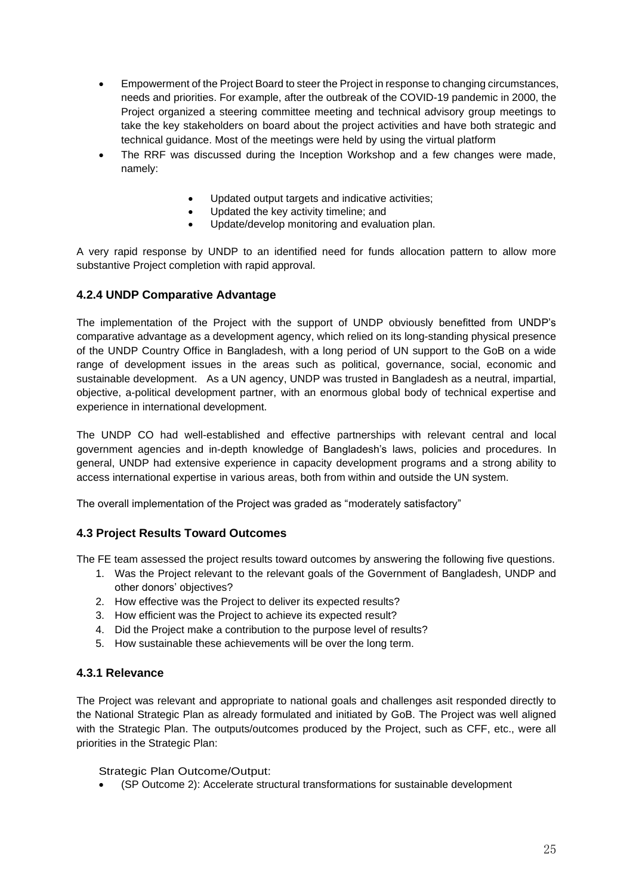- Empowerment of the Project Board to steer the Project in response to changing circumstances, needs and priorities. For example, after the outbreak of the COVID-19 pandemic in 2000, the Project organized a steering committee meeting and technical advisory group meetings to take the key stakeholders on board about the project activities and have both strategic and technical guidance. Most of the meetings were held by using the virtual platform
- The RRF was discussed during the Inception Workshop and a few changes were made, namely:
    - Updated output targets and indicative activities;
    - Updated the key activity timeline; and
    - Update/develop monitoring and evaluation plan.

A very rapid response by UNDP to an identified need for funds allocation pattern to allow more substantive Project completion with rapid approval.

### 4.2.4 UNDP Comparative Advantage

The implementation of the Project with the support of UNDP obviously benefitted from UNDP's comparative advantage as a development agency, which relied on its long-standing physical presence of the UNDP Country Office in Bangladesh, with a long period of UN support to the GoB on a wide range of development issues in the areas such as political, governance, social, economic and sustainable development. As a UN agency, UNDP was trusted in Bangladesh as a neutral, impartial, objective, a-political development partner, with an enormous global body of technical expertise and experience in international development.

The UNDP CO had well-established and effective partnerships with relevant central and local government agencies and in-depth knowledge of Bangladesh's laws, policies and procedures. In general, UNDP had extensive experience in capacity development programs and a strong ability to access international expertise in various areas, both from within and outside the UN system.

The overall implementation of the Project was graded as "moderately satisfactory"

### 4.3 Project Results Toward Outcomes

The FE team assessed the project results toward outcomes by answering the following five questions.

1. Was the Project relevant to the relevant goals of the Government of Bangladesh, UNDP and other donors' objectives?
2. How effective was the Project to deliver its expected results?
3. How efficient was the Project to achieve its expected result?
4. Did the Project make a contribution to the purpose level of results?
5. How sustainable these achievements will be over the long term.

### 4.3.1 Relevance

The Project was relevant and appropriate to national goals and challenges asit responded directly to the National Strategic Plan as already formulated and initiated by GoB. The Project was well aligned with the Strategic Plan. The outputs/outcomes produced by the Project, such as CFF, etc., were all priorities in the Strategic Plan:

Strategic Plan Outcome/Output:

- (SP Outcome 2): Accelerate structural transformations for sustainable development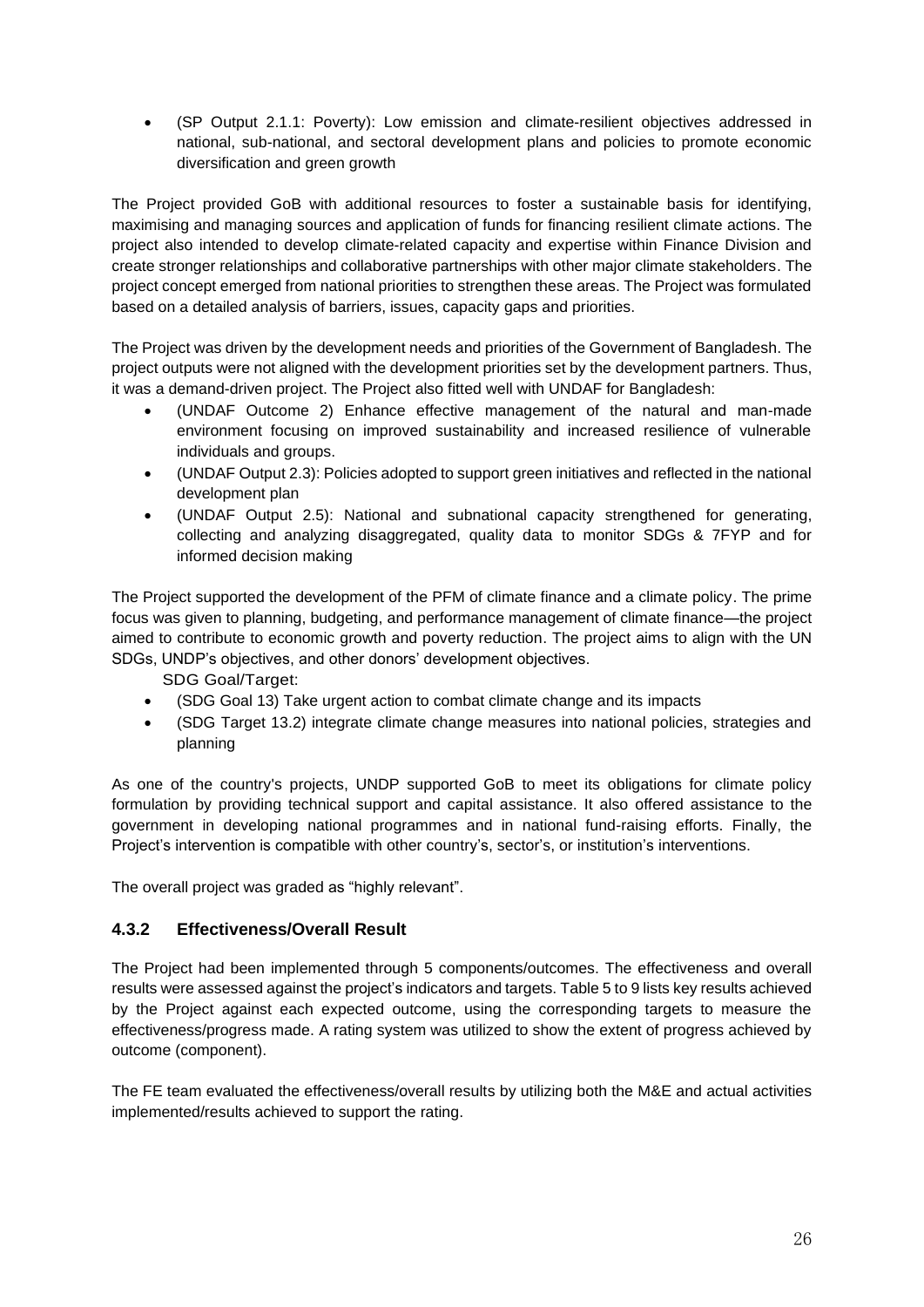- (SP Output 2.1.1: Poverty): Low emission and climate-resilient objectives addressed in national, sub-national, and sectoral development plans and policies to promote economic diversification and green growth

The Project provided GoB with additional resources to foster a sustainable basis for identifying, maximising and managing sources and application of funds for financing resilient climate actions. The project also intended to develop climate-related capacity and expertise within Finance Division and create stronger relationships and collaborative partnerships with other major climate stakeholders. The project concept emerged from national priorities to strengthen these areas. The Project was formulated based on a detailed analysis of barriers, issues, capacity gaps and priorities.

The Project was driven by the development needs and priorities of the Government of Bangladesh. The project outputs were not aligned with the development priorities set by the development partners. Thus, it was a demand-driven project. The Project also fitted well with UNDAF for Bangladesh:

- (UNDAF Outcome 2) Enhance effective management of the natural and man-made environment focusing on improved sustainability and increased resilience of vulnerable individuals and groups.
- (UNDAF Output 2.3): Policies adopted to support green initiatives and reflected in the national development plan
- (UNDAF Output 2.5): National and subnational capacity strengthened for generating, collecting and analyzing disaggregated, quality data to monitor SDGs & 7FYP and for informed decision making

The Project supported the development of the PFM of climate finance and a climate policy. The prime focus was given to planning, budgeting, and performance management of climate finance—the project aimed to contribute to economic growth and poverty reduction. The project aims to align with the UN SDGs, UNDP's objectives, and other donors' development objectives.

SDG Goal/Target:

- (SDG Goal 13) Take urgent action to combat climate change and its impacts
- (SDG Target 13.2) integrate climate change measures into national policies, strategies and planning

As one of the country's projects, UNDP supported GoB to meet its obligations for climate policy formulation by providing technical support and capital assistance. It also offered assistance to the government in developing national programmes and in national fund-raising efforts. Finally, the Project's intervention is compatible with other country's, sector's, or institution's interventions.

The overall project was graded as "highly relevant".

### 4.3.2 Effectiveness/Overall Result

The Project had been implemented through 5 components/outcomes. The effectiveness and overall results were assessed against the project's indicators and targets. Table 5 to 9 lists key results achieved by the Project against each expected outcome, using the corresponding targets to measure the effectiveness/progress made. A rating system was utilized to show the extent of progress achieved by outcome (component).

The FE team evaluated the effectiveness/overall results by utilizing both the M&E and actual activities implemented/results achieved to support the rating.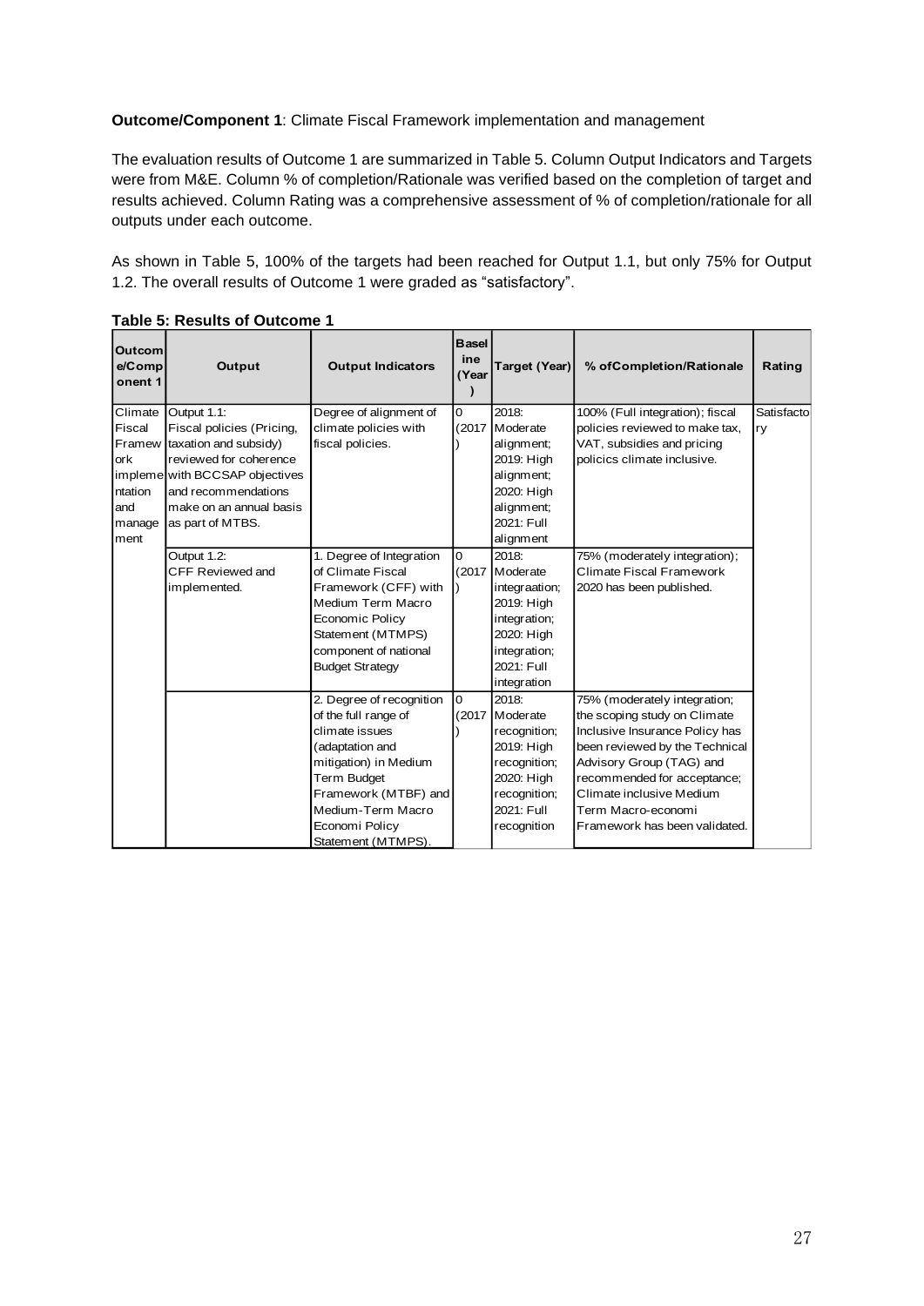**Outcome/Component 1**: Climate Fiscal Framework implementation and management

The evaluation results of Outcome 1 are summarized in Table 5. Column Output Indicators and Targets were from M&E. Column % of completion/Rationale was verified based on the completion of target and results achieved. Column Rating was a comprehensive assessment of % of completion/rationale for all outputs under each outcome.

As shown in Table 5, 100% of the targets had been reached for Output 1.1, but only 75% for Output 1.2. The overall results of Outcome 1 were graded as "satisfactory".

**Table 5: Results of Outcome 1**

| Outcome/Component 1 | Output | Output Indicators | Baseline (Year) | Target (Year) | % ofCompletion/Rationale | Rating |
|---|---|---|---|---|---|---|
| Climate Fiscal Framework implementation and management | Output 1.1: Fiscal policies (Pricing, taxation and subsidy) reviewed for coherence with BCCSAP objectives and recommendations make on an annual basis as part of MTBS. | Degree of alignment of climate policies with fiscal policies. | 0 (2017) | 2018: Moderate alignment; 2019: High alignment; 2020: High alignment; 2021: Full alignment | 100% (Full integration); fiscal policies reviewed to make tax, VAT, subsidies and pricing policics climate inclusive. | Satisfactory |
| | Output 1.2: CFF Reviewed and implemented. | 1. Degree of Integration of Climate Fiscal Framework (CFF) with Medium Term Macro Economic Policy Statement (MTMPS) component of national Budget Strategy | 0 (2017) | 2018: Moderate integraation; 2019: High integration; 2020: High integration; 2021: Full integration | 75% (moderately integration); Climate Fiscal Framework 2020 has been published. | |
| | | 2. Degree of recognition of the full range of climate issues (adaptation and mitigation) in Medium Term Budget Framework (MTBF) and Medium-Term Macro Economi Policy Statement (MTMPS). | 0 (2017) | 2018: Moderate recognition; 2019: High recognition; 2020: High recognition; 2021: Full recognition | 75% (moderately integration; the scoping study on Climate Inclusive Insurance Policy has been reviewed by the Technical Advisory Group (TAG) and recommended for acceptance; Climate inclusive Medium Term Macro-economi Framework has been validated. | |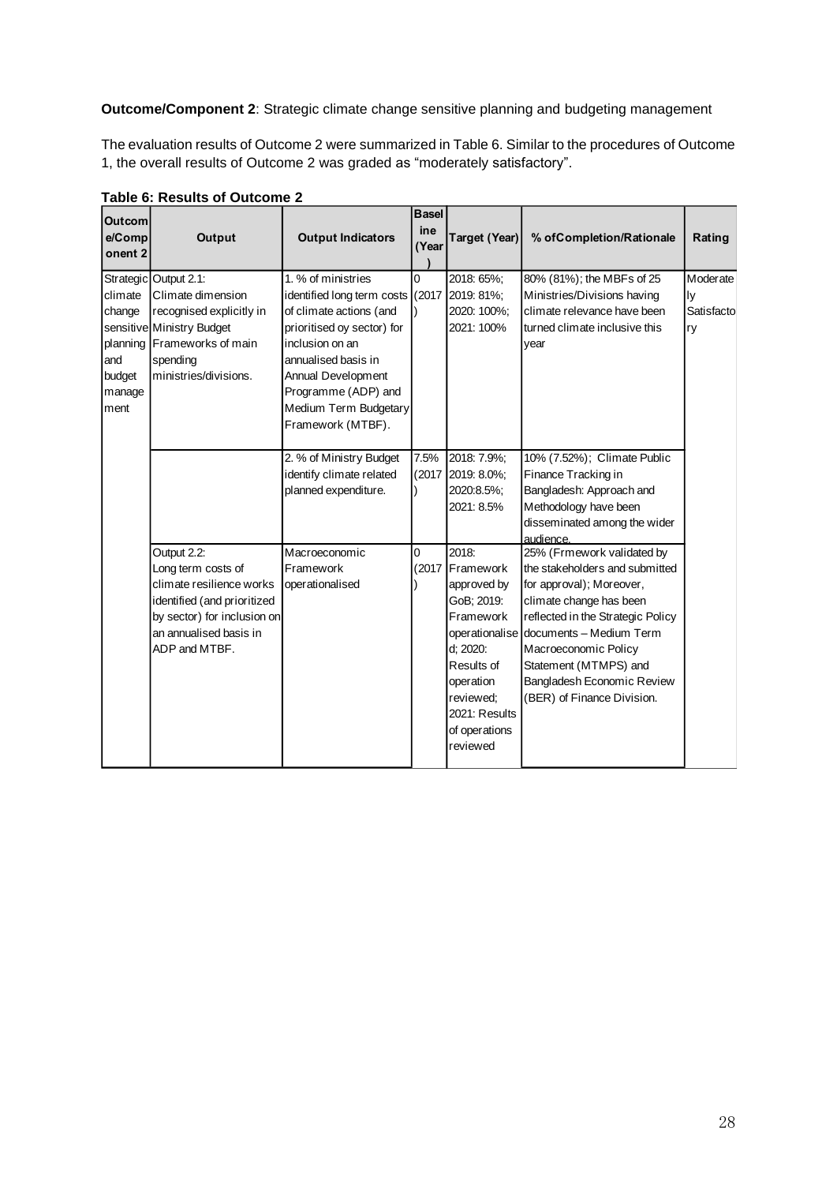**Outcome/Component 2**: Strategic climate change sensitive planning and budgeting management

The evaluation results of Outcome 2 were summarized in Table 6. Similar to the procedures of Outcome 1, the overall results of Outcome 2 was graded as "moderately satisfactory".

**Table 6: Results of Outcome 2**

| Outcome/Component 2 | Output | Output Indicators | Baseline (Year) | Target (Year) | % ofCompletion/Rationale | Rating |
|---|---|---|---|---|---|---|
| Strategic climate change sensitive planning and budget management | Output 2.1: Climate dimension recognised explicitly in Ministry Budget Frameworks of main spending ministries/divisions. | 1. % of ministries identified long term costs of climate actions (and prioritised oy sector) for inclusion on an annualised basis in Annual Development Programme (ADP) and Medium Term Budgetary Framework (MTBF). | 0 (2017) | 2018: 65%; 2019: 81%; 2020: 100%; 2021: 100% | 80% (81%); the MBFs of 25 Ministries/Divisions having climate relevance have been turned climate inclusive this year | Moderately Satisfactory |
| | | 2. % of Ministry Budget identify climate related planned expenditure. | 7.5% (2017) | 2018: 7.9%; 2019: 8.0%; 2020:8.5%; 2021: 8.5% | 10% (7.52%); Climate Public Finance Tracking in Bangladesh: Approach and Methodology have been disseminated among the wider audience. | |
| | Output 2.2: Long term costs of climate resilience works identified (and prioritized by sector) for inclusion on an annualised basis in ADP and MTBF. | Macroeconomic Framework operationalised | 0 (2017) | 2018: Framework approved by GoB; 2019: Framework operationalised; 2020: Results of operation reviewed; 2021: Results of operations reviewed | 25% (Frmework validated by the stakeholders and submitted for approval); Moreover, climate change has been reflected in the Strategic Policy documents – Medium Term Macroeconomic Policy Statement (MTMPS) and Bangladesh Economic Review (BER) of Finance Division. | |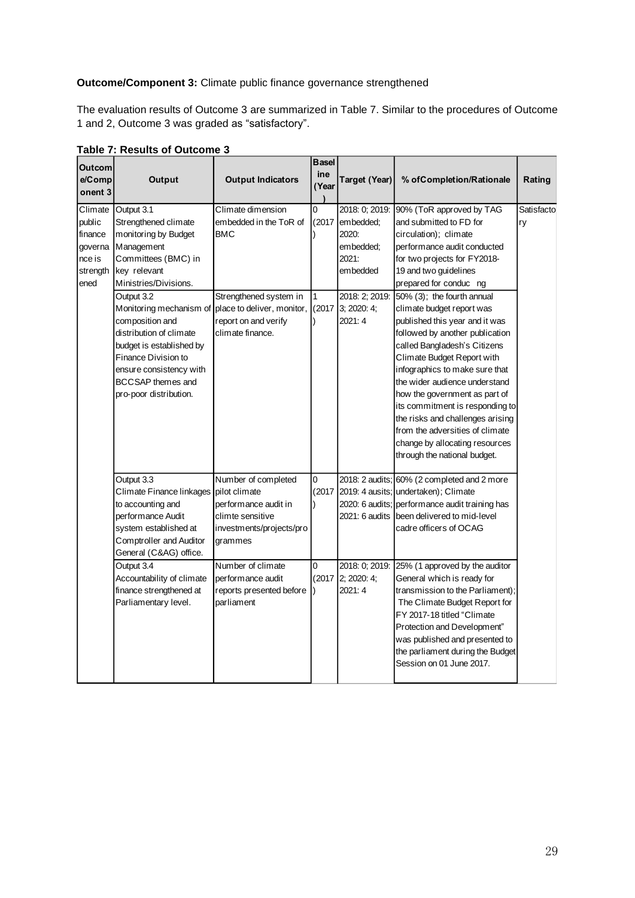**Outcome/Component 3:** Climate public finance governance strengthened

The evaluation results of Outcome 3 are summarized in Table 7. Similar to the procedures of Outcome 1 and 2, Outcome 3 was graded as "satisfactory".

**Table 7: Results of Outcome 3**

| Outcome/Component 3 | Output | Output Indicators | Baseline (Year) | Target (Year) | % ofCompletion/Rationale | Rating |
|---|---|---|---|---|---|---|
| Climate public finance governance strengthened | Output 3.1 Strengthened climate monitoring by Budget Management Committees (BMC) in key relevant Ministries/Divisions. | Climate dimension embedded in the ToR of BMC | 0 (2017) | 2018: 0; 2019: embedded; 2020: embedded; 2021: embedded | 90% (ToR approved by TAG and submitted to FD for circulation); climate performance audit conducted for two projects for FY2018-19 and two guidelines prepared for conduc ng | Satisfactory |
| | Output 3.2 Monitoring mechanism of composition and distribution of climate budget is established by Finance Division to ensure consistency with BCCSAP themes and pro-poor distribution. | Strengthened system in place to deliver, monitor, report on and verify climate finance. | 1 (2017) | 2018: 2; 2019: 3; 2020: 4; 2021: 4 | 50% (3); the fourth annual climate budget report was published this year and it was followed by another publication called Bangladesh's Citizens Climate Budget Report with infographics to make sure that the wider audience understand how the government as part of its commitment is responding to the risks and challenges arising from the adversities of climate change by allocating resources through the national budget. | |
| | Output 3.3 Climate Finance linkages to accounting and performance Audit system established at Comptroller and Auditor General (C&AG) office. | Number of completed pilot climate performance audit in climte sensitive investments/projects/programmes | 0 (2017) | 2018: 2 audits; 2019: 4 ausits; 2020: 6 audits; 2021: 6 audits | 60% (2 completed and 2 more undertaken); Climate performance audit training has been delivered to mid-level cadre officers of OCAG | |
| | Output 3.4 Accountability of climate finance strengthened at Parliamentary level. | Number of climate performance audit reports presented before parliament | 0 (2017) | 2018: 0; 2019: 2; 2020: 4; 2021: 4 | 25% (1 approved by the auditor General which is ready for transmission to the Parliament); The Climate Budget Report for FY 2017-18 titled "Climate Protection and Development" was published and presented to the parliament during the Budget Session on 01 June 2017. | |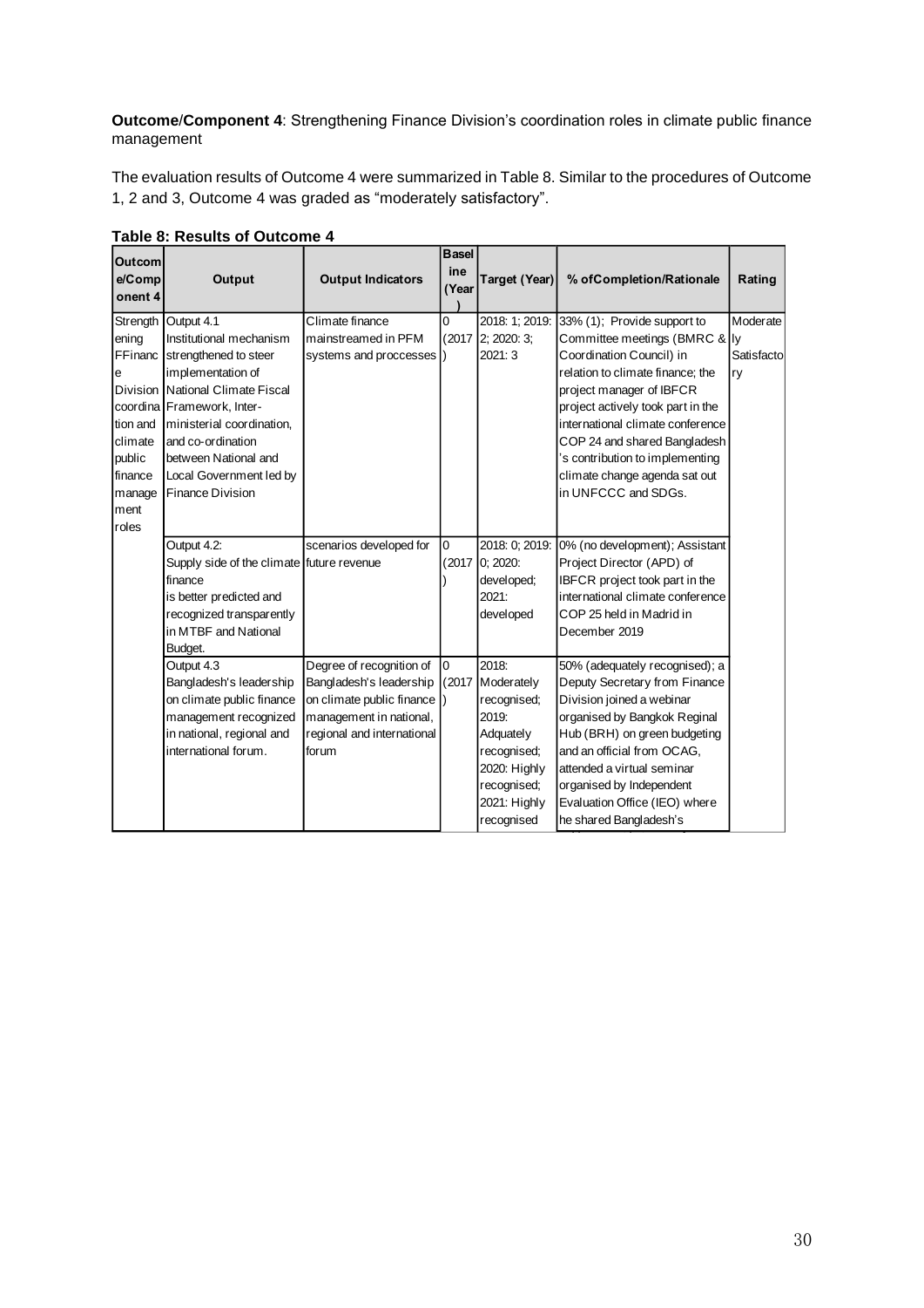**Outcome/Component 4**: Strengthening Finance Division's coordination roles in climate public finance management

The evaluation results of Outcome 4 were summarized in Table 8. Similar to the procedures of Outcome 1, 2 and 3, Outcome 4 was graded as "moderately satisfactory".

**Table 8: Results of Outcome 4**

| Outcome/Component 4 | Output | Output Indicators | Baseline (Year) | Target (Year) | % ofCompletion/Rationale | Rating |
|---|---|---|---|---|---|---|
| Strengthening FFinance Division coordination and climate public finance management roles | Output 4.1 Institutional mechanism strengthened to steer implementation of National Climate Fiscal Framework, Inter-ministerial coordination, and co-ordination between National and Local Government led by Finance Division | Climate finance mainstreamed in PFM systems and proccesses | 0 (2017) | 2018: 1; 2019: 2; 2020: 3; 2021: 3 | 33% (1); Provide support to Committee meetings (BMRC & Coordination Council) in relation to climate finance; the project manager of IBFCR project actively took part in the international climate conference COP 24 and shared Bangladesh's contribution to implementing climate change agenda sat out in UNFCCC and SDGs. | Moderately Satisfactory |
| | Output 4.2: Supply side of the climate finance is better predicted and recognized transparently in MTBF and National Budget. | scenarios developed for future revenue | 0 (2017) | 2018: 0; 2019: 0; 2020: developed; 2021: developed | 0% (no development); Assistant Project Director (APD) of IBFCR project took part in the international climate conference COP 25 held in Madrid in December 2019 | |
| | Output 4.3 Bangladesh's leadership on climate public finance management recognized in national, regional and international forum. | Degree of recognition of Bangladesh's leadership on climate public finance management in national, regional and international forum | 0 (2017) | 2018: Moderately recognised; 2019: Adquately recognised; 2020: Highly recognised; 2021: Highly recognised | 50% (adequately recognised); a Deputy Secretary from Finance Division joined a webinar organised by Bangkok Reginal Hub (BRH) on green budgeting and an official from OCAG, attended a virtual seminar organised by Independent Evaluation Office (IEO) where he shared Bangladesh's | |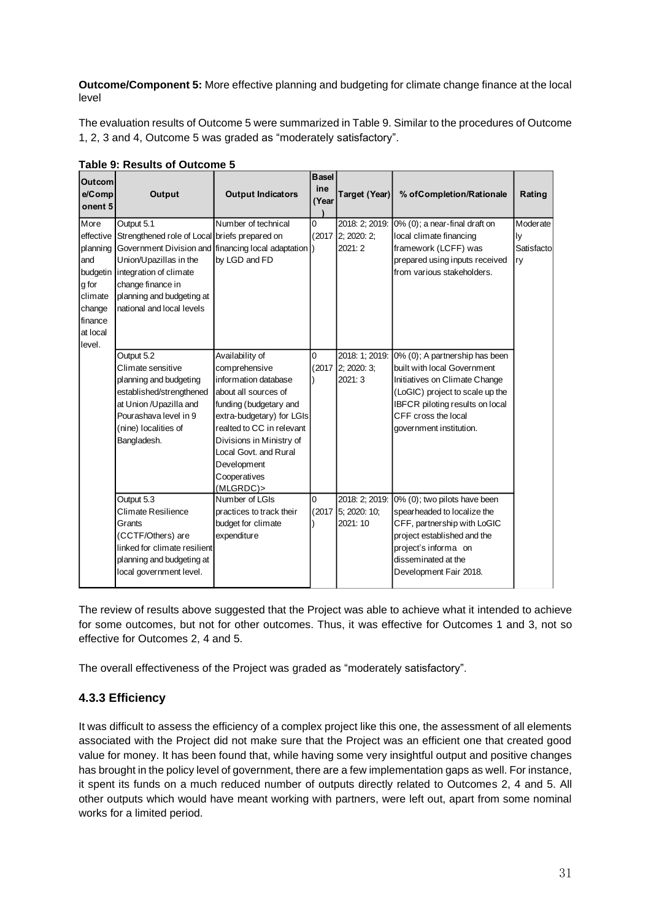**Outcome/Component 5:** More effective planning and budgeting for climate change finance at the local level

The evaluation results of Outcome 5 were summarized in Table 9. Similar to the procedures of Outcome 1, 2, 3 and 4, Outcome 5 was graded as "moderately satisfactory".

**Table 9: Results of Outcome 5**

| Outcome/Component 5 | Output | Output Indicators | Baseline (Year) | Target (Year) | % ofCompletion/Rationale | Rating |
|---|---|---|---|---|---|---|
| More effective planning and budgeting for climate change finance at local level. | Output 5.1 Strengthened role of Local Government Division and Union/Upazillas in the integration of climate change finance in planning and budgeting at national and local levels | Number of technical briefs prepared on financing local adaptation by LGD and FD | 0 (2017) | 2018: 2; 2019: 2; 2020: 2; 2021: 2 | 0% (0); a near-final draft on local climate financing framework (LCFF) was prepared using inputs received from various stakeholders. | Moderately Satisfactory |
| | Output 5.2 Climate sensitive planning and budgeting established/strengthened at Union /Upazilla and Pourashava level in 9 (nine) localities of Bangladesh. | Availability of comprehensive information database about all sources of funding (budgetary and extra-budgetary) for LGIs realted to CC in relevant Divisions in Ministry of Local Govt. and Rural Development Cooperatives (MLGRDC)> | 0 (2017) | 2018: 1; 2019: 2; 2020: 3; 2021: 3 | 0% (0); A partnership has been built with local Government Initiatives on Climate Change (LoGIC) project to scale up the IBFCR piloting results on local CFF cross the local government institution. | |
| | Output 5.3 Climate Resilience Grants (CCTF/Others) are linked for climate resilient planning and budgeting at local government level. | Number of LGIs practices to track their budget for climate expenditure | 0 (2017) | 2018: 2; 2019: 5; 2020: 10; 2021: 10 | 0% (0); two pilots have been spearheaded to localize the CFF, partnership with LoGIC project established and the project's informa on disseminated at the Development Fair 2018. | |

The review of results above suggested that the Project was able to achieve what it intended to achieve for some outcomes, but not for other outcomes. Thus, it was effective for Outcomes 1 and 3, not so effective for Outcomes 2, 4 and 5.

The overall effectiveness of the Project was graded as "moderately satisfactory".

### 4.3.3 Efficiency

It was difficult to assess the efficiency of a complex project like this one, the assessment of all elements associated with the Project did not make sure that the Project was an efficient one that created good value for money. It has been found that, while having some very insightful output and positive changes has brought in the policy level of government, there are a few implementation gaps as well. For instance, it spent its funds on a much reduced number of outputs directly related to Outcomes 2, 4 and 5. All other outputs which would have meant working with partners, were left out, apart from some nominal works for a limited period.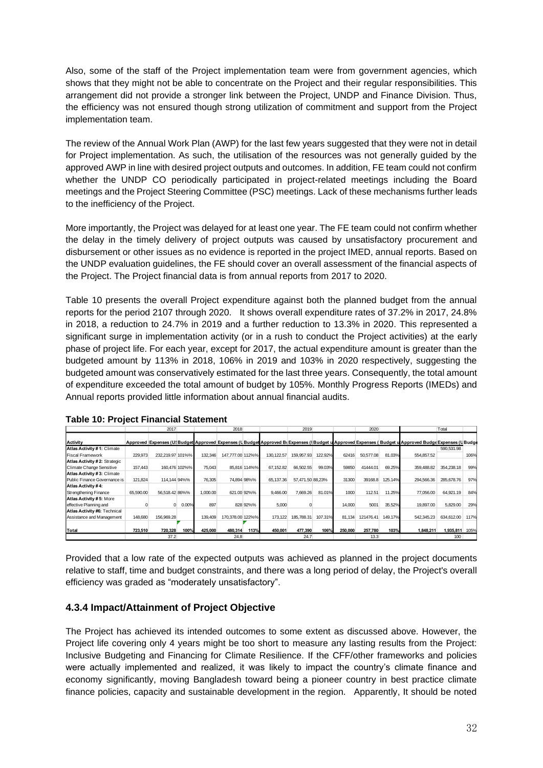Also, some of the staff of the Project implementation team were from government agencies, which shows that they might not be able to concentrate on the Project and their regular responsibilities. This arrangement did not provide a stronger link between the Project, UNDP and Finance Division. Thus, the efficiency was not ensured though strong utilization of commitment and support from the Project implementation team.

The review of the Annual Work Plan (AWP) for the last few years suggested that they were not in detail for Project implementation. As such, the utilisation of the resources was not generally guided by the approved AWP in line with desired project outputs and outcomes. In addition, FE team could not confirm whether the UNDP CO periodically participated in project-related meetings including the Board meetings and the Project Steering Committee (PSC) meetings. Lack of these mechanisms further leads to the inefficiency of the Project.

More importantly, the Project was delayed for at least one year. The FE team could not confirm whether the delay in the timely delivery of project outputs was caused by unsatisfactory procurement and disbursement or other issues as no evidence is reported in the project IMED, annual reports. Based on the UNDP evaluation guidelines, the FE should cover an overall assessment of the financial aspects of the Project. The Project financial data is from annual reports from 2017 to 2020.

Table 10 presents the overall Project expenditure against both the planned budget from the annual reports for the period 2107 through 2020. It shows overall expenditure rates of 37.2% in 2017, 24.8% in 2018, a reduction to 24.7% in 2019 and a further reduction to 13.3% in 2020. This represented a significant surge in implementation activity (or in a rush to conduct the Project activities) at the early phase of project life. For each year, except for 2017, the actual expenditure amount is greater than the budgeted amount by 113% in 2018, 106% in 2019 and 103% in 2020 respectively, suggesting the budgeted amount was conservatively estimated for the last three years. Consequently, the total amount of expenditure exceeded the total amount of budget by 105%. Monthly Progress Reports (IMEDs) and Annual reports provided little information about annual financial audits.

**Table 10: Project Financial Statement**

| | 2017 | | | 2018 | | | 2019 | | | 2020 | | | Total | | |
|---|---|---|---|---|---|---|---|---|---|---|---|---|---|---|---|
| **Activity** | **Approved** | **Expenses (US** | **Budget** | **Approved** | **Expenses (U** | **Budget** | **Approved B** | **Expenses (** | **Budget u** | **Approved** | **Expenses (** | **Budget u** | **Approved Budge** | **Expenses (U** | **Budge** |
| **Atlas Activity # 1:** Climate Fiscal Framework | 229,973 | 232,219.97 | 101%% | 132,346 | 147,777.00 | 112%% | 130,122.57 | 159,957.93 | 122.92% | 62416 | 50,577.08 | 81.03% | 554,857.52 | 590,531.98 | 106% |
| **Atlas Activity # 2:** Strategic Climate Change Sensitive | 157,443 | 160,476 | 102%% | 75,043 | 85,816 | 114%% | 67,152.82 | 66,502.55 | 99.03% | 59850 | 41444.01 | 69.25% | 359,488.82 | 354,238.18 | 99% |
| **Atlas Activity # 3:** Climate Public Finance Governance is | 121,824 | 114,144 | 94%% | 76,305 | 74,894 | 98%% | 65,137.36 | 57,471.50 | 88,23% | 31300 | 39168.8 | 125.14% | 294,566.36 | 285,678.76 | 97% |
| **Atlas Activity # 4:** Strengthening Finance | 65,590.00 | 56,518.42 | 86%% | 1,000.00 | 621.00 | 92%% | 9,466.00 | 7,669.26 | 81.01% | 1000 | 112.51 | 11.25% | 77,056.00 | 64,921.19 | 84% |
| **Atlas Activity # 5:** More effective Planning and | 0 | 0 | 0.00% | 897 | 828 | 92%% | 5,000 | 0 | | 14,000 | 5001 | 35.52% | 19,897.00 | 5,829.00 | 29% |
| **Atlas Activity #6:** Technical Assistance and Management | 148,680 | 156,969.28 | | 139,409 | 170,378.00 | 122%% | 173,122 | 185,788.31 | 107.31% | 81,134 | 121476.41 | 149.17% | 542,345.23 | 634,612.00 | 117% |
| **Total** | **723,510** | **720,328** | **100%** | **425,000** | **480,314** | **113%** | **450,001** | **477,390** | **106%** | **250,000** | **257,780** | **103%** | **1,848,211** | **1,935,811** | **105%** |
| | | 37.2 | | | 24.8 | | | 24.7 | | | 13.3 | | | 100 | |

Provided that a low rate of the expected outputs was achieved as planned in the project documents relative to staff, time and budget constraints, and there was a long period of delay, the Project's overall efficiency was graded as "moderately unsatisfactory".

### 4.3.4 Impact/Attainment of Project Objective

The Project has achieved its intended outcomes to some extent as discussed above. However, the Project life covering only 4 years might be too short to measure any lasting results from the Project: Inclusive Budgeting and Financing for Climate Resilience. If the CFF/other frameworks and policies were actually implemented and realized, it was likely to impact the country's climate finance and economy significantly, moving Bangladesh toward being a pioneer country in best practice climate finance policies, capacity and sustainable development in the region. Apparently, It should be noted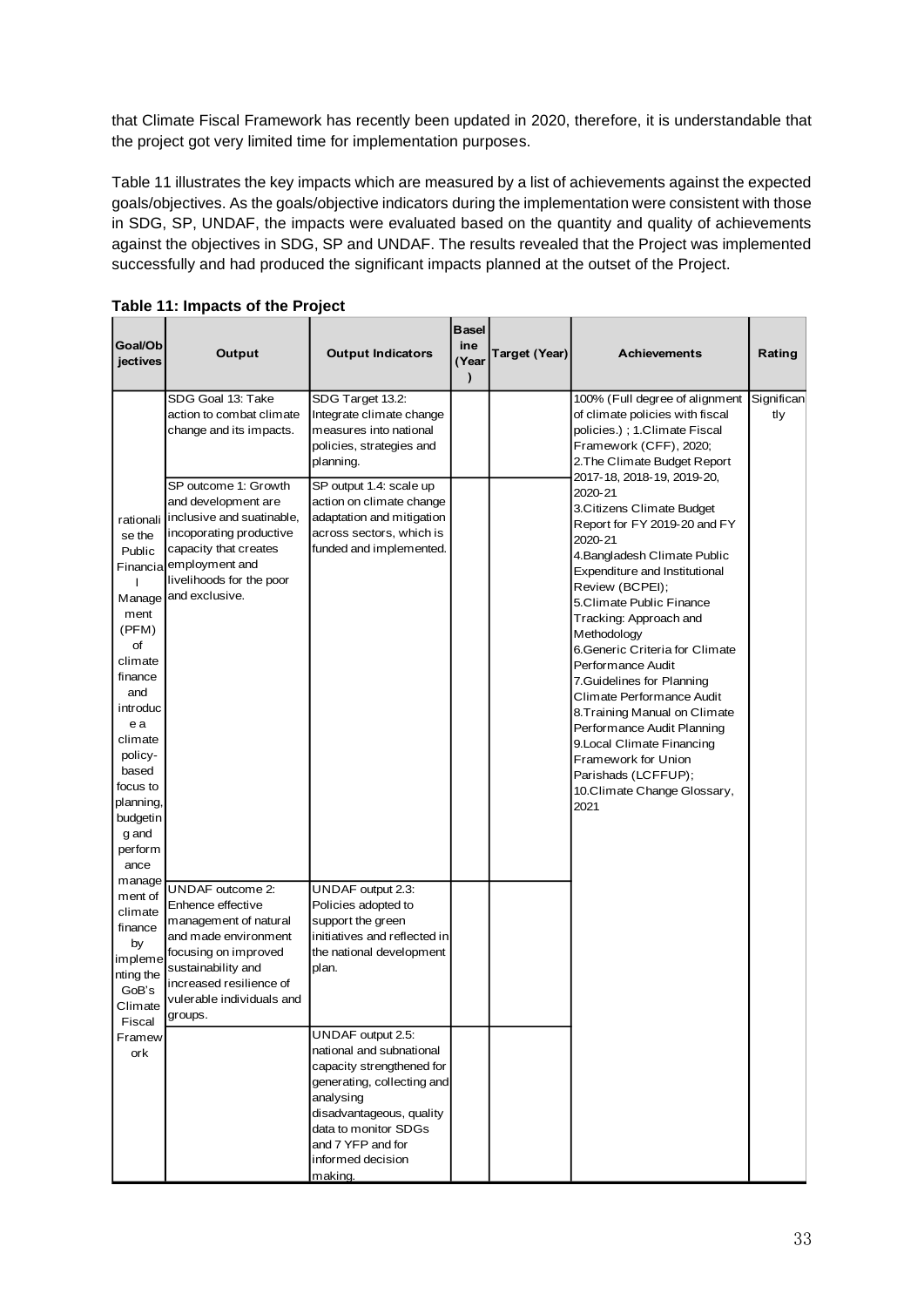that Climate Fiscal Framework has recently been updated in 2020, therefore, it is understandable that the project got very limited time for implementation purposes.

Table 11 illustrates the key impacts which are measured by a list of achievements against the expected goals/objectives. As the goals/objective indicators during the implementation were consistent with those in SDG, SP, UNDAF, the impacts were evaluated based on the quantity and quality of achievements against the objectives in SDG, SP and UNDAF. The results revealed that the Project was implemented successfully and had produced the significant impacts planned at the outset of the Project.

**Table 11: Impacts of the Project**

| Goal/Objectives | Output | Output Indicators | Baseline (Year) | Target (Year) | Achievements | Rating |
|---|---|---|---|---|---|---|
| rationalise the Public Financial Management (PFM) of climate finance and introduce a climate policy-based focus to planning, budgeting and performance management of climate finance by implementing the GoB's Climate Fiscal Framework | SDG Goal 13: Take action to combat climate change and its impacts. | SDG Target 13.2: Integrate climate change measures into national policies, strategies and planning. | | | 100% (Full degree of alignment of climate policies with fiscal policies.) ; 1.Climate Fiscal Framework (CFF), 2020; 2.The Climate Budget Report 2017-18, 2018-19, 2019-20, 2020-21 3.Citizens Climate Budget Report for FY 2019-20 and FY 2020-21 4.Bangladesh Climate Public Expenditure and Institutional Review (BCPEI); 5.Climate Public Finance Tracking: Approach and Methodology 6.Generic Criteria for Climate Performance Audit 7.Guidelines for Planning Climate Performance Audit 8.Training Manual on Climate Performance Audit Planning 9.Local Climate Financing Framework for Union Parishads (LCFFUP); 10.Climate Change Glossary, 2021 | Significantly |
| | SP outcome 1: Growth and development are inclusive and suatinable, incoporating productive capacity that creates employment and livelihoods for the poor and exclusive. | SP output 1.4: scale up action on climate change adaptation and mitigation across sectors, which is funded and implemented. | | | | |
| | UNDAF outcome 2: Enhence effective management of natural and made environment focusing on improved sustainability and increased resilience of vulerable individuals and groups. | UNDAF output 2.3: Policies adopted to support the green initiatives and reflected in the national development plan. | | | | |
| | | UNDAF output 2.5: national and subnational capacity strengthened for generating, collecting and analysing disadvantageous, quality data to monitor SDGs and 7 YFP and for informed decision making. | | | | |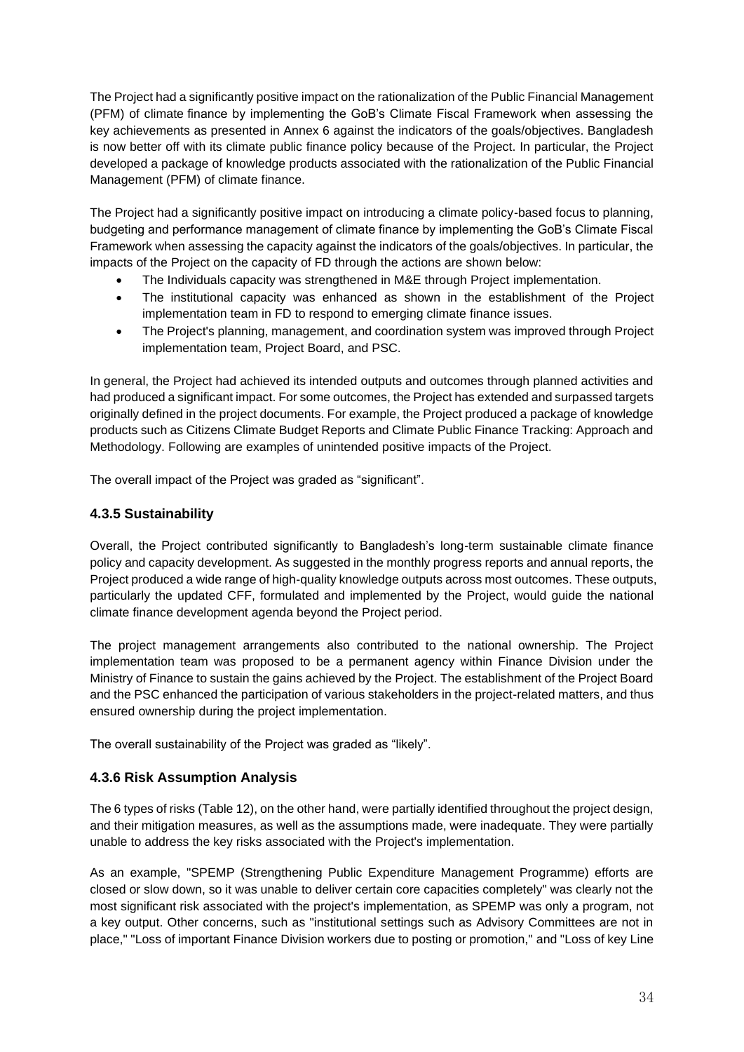The Project had a significantly positive impact on the rationalization of the Public Financial Management (PFM) of climate finance by implementing the GoB's Climate Fiscal Framework when assessing the key achievements as presented in Annex 6 against the indicators of the goals/objectives. Bangladesh is now better off with its climate public finance policy because of the Project. In particular, the Project developed a package of knowledge products associated with the rationalization of the Public Financial Management (PFM) of climate finance.

The Project had a significantly positive impact on introducing a climate policy-based focus to planning, budgeting and performance management of climate finance by implementing the GoB's Climate Fiscal Framework when assessing the capacity against the indicators of the goals/objectives. In particular, the impacts of the Project on the capacity of FD through the actions are shown below:

- The Individuals capacity was strengthened in M&E through Project implementation.
- The institutional capacity was enhanced as shown in the establishment of the Project implementation team in FD to respond to emerging climate finance issues.
- The Project's planning, management, and coordination system was improved through Project implementation team, Project Board, and PSC.

In general, the Project had achieved its intended outputs and outcomes through planned activities and had produced a significant impact. For some outcomes, the Project has extended and surpassed targets originally defined in the project documents. For example, the Project produced a package of knowledge products such as Citizens Climate Budget Reports and Climate Public Finance Tracking: Approach and Methodology. Following are examples of unintended positive impacts of the Project.

The overall impact of the Project was graded as "significant".

### 4.3.5 Sustainability

Overall, the Project contributed significantly to Bangladesh's long-term sustainable climate finance policy and capacity development. As suggested in the monthly progress reports and annual reports, the Project produced a wide range of high-quality knowledge outputs across most outcomes. These outputs, particularly the updated CFF, formulated and implemented by the Project, would guide the national climate finance development agenda beyond the Project period.

The project management arrangements also contributed to the national ownership. The Project implementation team was proposed to be a permanent agency within Finance Division under the Ministry of Finance to sustain the gains achieved by the Project. The establishment of the Project Board and the PSC enhanced the participation of various stakeholders in the project-related matters, and thus ensured ownership during the project implementation.

The overall sustainability of the Project was graded as "likely".

### 4.3.6 Risk Assumption Analysis

The 6 types of risks (Table 12), on the other hand, were partially identified throughout the project design, and their mitigation measures, as well as the assumptions made, were inadequate. They were partially unable to address the key risks associated with the Project's implementation.

As an example, "SPEMP (Strengthening Public Expenditure Management Programme) efforts are closed or slow down, so it was unable to deliver certain core capacities completely" was clearly not the most significant risk associated with the project's implementation, as SPEMP was only a program, not a key output. Other concerns, such as "institutional settings such as Advisory Committees are not in place," "Loss of important Finance Division workers due to posting or promotion," and "Loss of key Line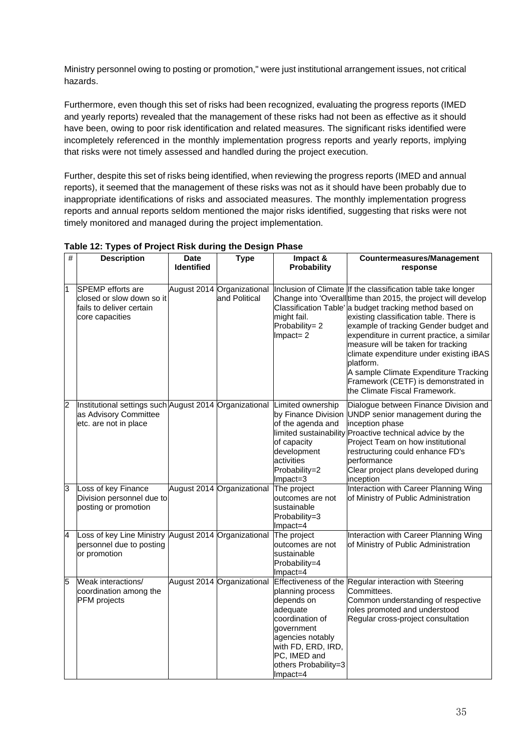Ministry personnel owing to posting or promotion," were just institutional arrangement issues, not critical hazards.

Furthermore, even though this set of risks had been recognized, evaluating the progress reports (IMED and yearly reports) revealed that the management of these risks had not been as effective as it should have been, owing to poor risk identification and related measures. The significant risks identified were incompletely referenced in the monthly implementation progress reports and yearly reports, implying that risks were not timely assessed and handled during the project execution.

Further, despite this set of risks being identified, when reviewing the progress reports (IMED and annual reports), it seemed that the management of these risks was not as it should have been probably due to inappropriate identifications of risks and associated measures. The monthly implementation progress reports and annual reports seldom mentioned the major risks identified, suggesting that risks were not timely monitored and managed during the project implementation.

**Table 12: Types of Project Risk during the Design Phase**

| # | Description | Date Identified | Type | Impact & Probability | Countermeasures/Management response |
|---|---|---|---|---|---|
| 1 | SPEMP efforts are closed or slow down so it fails to deliver certain core capacities | August 2014 | Organizational and Political | Inclusion of Climate Change into 'Overall Classification Table' might fail. Probability= 2 Impact= 2 | If the classification table take longer time than 2015, the project will develop a budget tracking method based on existing classification table. There is example of tracking Gender budget and expenditure in current practice, a similar measure will be taken for tracking climate expenditure under existing iBAS platform. A sample Climate Expenditure Tracking Framework (CETF) is demonstrated in the Climate Fiscal Framework. |
| 2 | Institutional settings such as Advisory Committee etc. are not in place | August 2014 | Organizational | Limited ownership by Finance Division of the agenda and limited sustainability of capacity development activities Probability=2 Impact=3 | Dialogue between Finance Division and UNDP senior management during the inception phase Proactive technical advice by the Project Team on how institutional restructuring could enhance FD's performance Clear project plans developed during inception |
| 3 | Loss of key Finance Division personnel due to posting or promotion | August 2014 | Organizational | The project outcomes are not sustainable Probability=3 Impact=4 | Interaction with Career Planning Wing of Ministry of Public Administration |
| 4 | Loss of key Line Ministry personnel due to posting or promotion | August 2014 | Organizational | The project outcomes are not sustainable Probability=4 Impact=4 | Interaction with Career Planning Wing of Ministry of Public Administration |
| 5 | Weak interactions/ coordination among the PFM projects | August 2014 | Organizational | Effectiveness of the planning process depends on adequate coordination of government agencies notably with FD, ERD, IRD, PC, IMED and others Probability=3 Impact=4 | Regular interaction with Steering Committees. Common understanding of respective roles promoted and understood Regular cross-project consultation |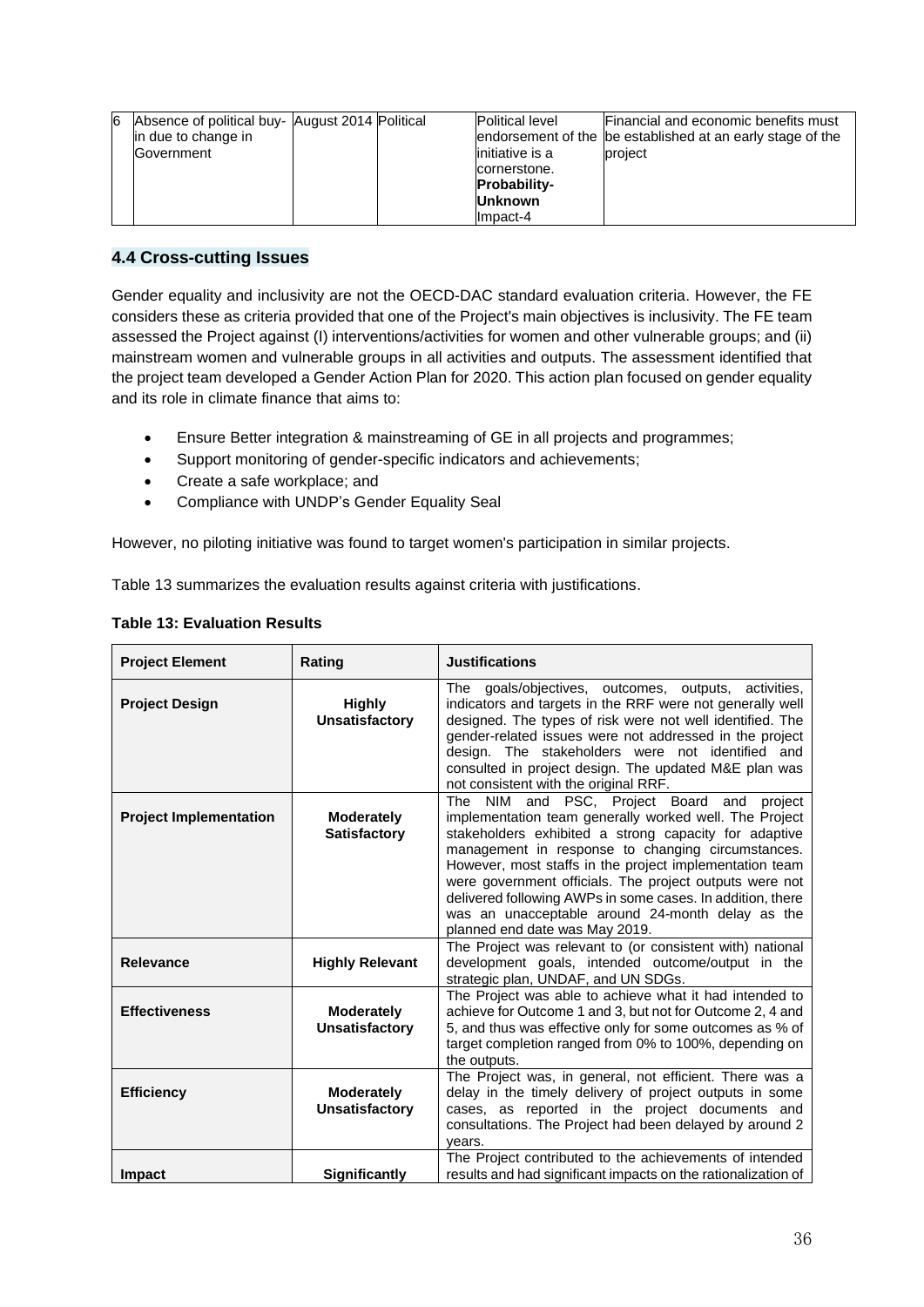| 6 | Absence of political buy-in due to change in Government | August 2014 | Political | Political level endorsement of the initiative is a cornerstone. **Probability-Unknown** Impact-4 | Financial and economic benefits must be established at an early stage of the project |
|---|---|---|---|---|---|

## 4.4 Cross-cutting Issues

Gender equality and inclusivity are not the OECD-DAC standard evaluation criteria. However, the FE considers these as criteria provided that one of the Project's main objectives is inclusivity. The FE team assessed the Project against (I) interventions/activities for women and other vulnerable groups; and (ii) mainstream women and vulnerable groups in all activities and outputs. The assessment identified that the project team developed a Gender Action Plan for 2020. This action plan focused on gender equality and its role in climate finance that aims to:

- Ensure Better integration & mainstreaming of GE in all projects and programmes;
- Support monitoring of gender-specific indicators and achievements;
- Create a safe workplace; and
- Compliance with UNDP's Gender Equality Seal

However, no piloting initiative was found to target women's participation in similar projects.

Table 13 summarizes the evaluation results against criteria with justifications.

**Table 13: Evaluation Results**

| Project Element | Rating | Justifications |
|---|---|---|
| **Project Design** | **Highly Unsatisfactory** | The goals/objectives, outcomes, outputs, activities, indicators and targets in the RRF were not generally well designed. The types of risk were not well identified. The gender-related issues were not addressed in the project design. The stakeholders were not identified and consulted in project design. The updated M&E plan was not consistent with the original RRF. |
| **Project Implementation** | **Moderately Satisfactory** | The NIM and PSC, Project Board and project implementation team generally worked well. The Project stakeholders exhibited a strong capacity for adaptive management in response to changing circumstances. However, most staffs in the project implementation team were government officials. The project outputs were not delivered following AWPs in some cases. In addition, there was an unacceptable around 24-month delay as the planned end date was May 2019. |
| **Relevance** | **Highly Relevant** | The Project was relevant to (or consistent with) national development goals, intended outcome/output in the strategic plan, UNDAF, and UN SDGs. |
| **Effectiveness** | **Moderately Unsatisfactory** | The Project was able to achieve what it had intended to achieve for Outcome 1 and 3, but not for Outcome 2, 4 and 5, and thus was effective only for some outcomes as % of target completion ranged from 0% to 100%, depending on the outputs. |
| **Efficiency** | **Moderately Unsatisfactory** | The Project was, in general, not efficient. There was a delay in the timely delivery of project outputs in some cases, as reported in the project documents and consultations. The Project had been delayed by around 2 years. |
| **Impact** | **Significantly** | The Project contributed to the achievements of intended results and had significant impacts on the rationalization of |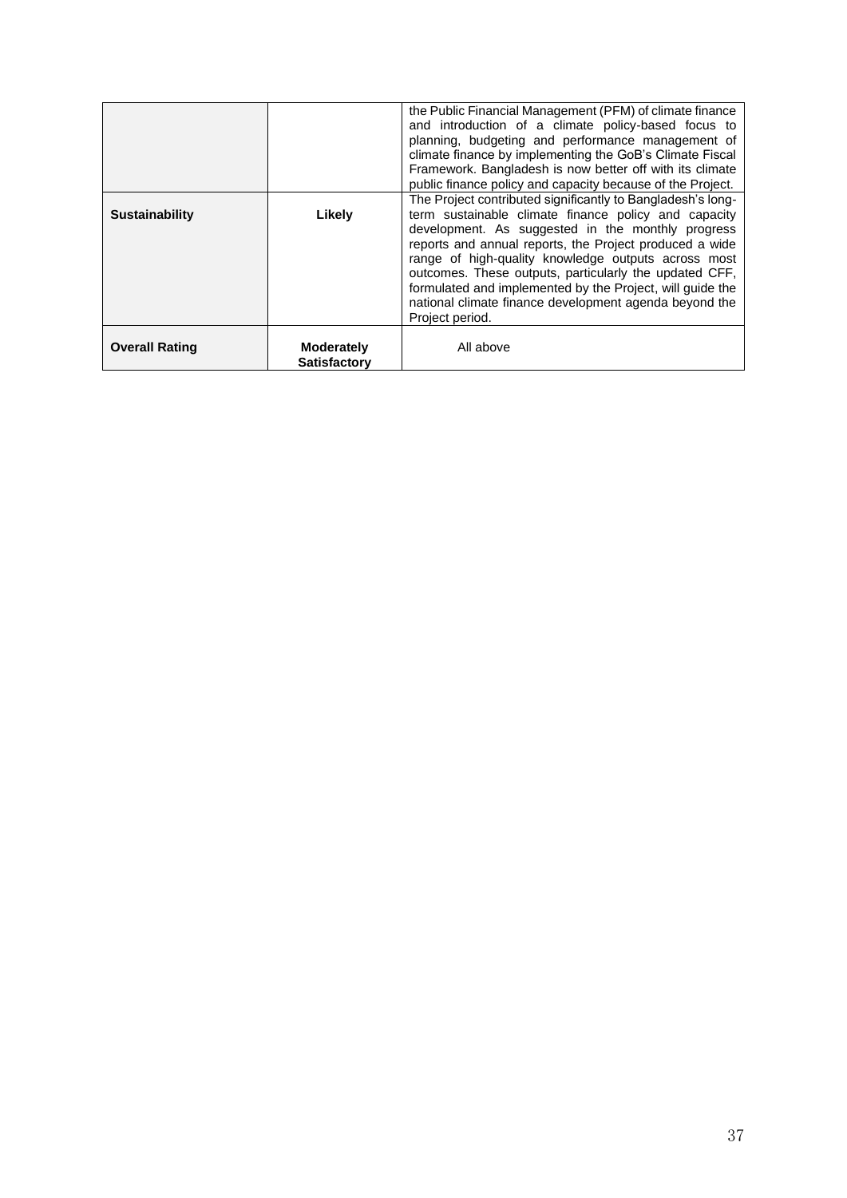| | | |
|---|---|---|
| | | the Public Financial Management (PFM) of climate finance and introduction of a climate policy-based focus to planning, budgeting and performance management of climate finance by implementing the GoB's Climate Fiscal Framework. Bangladesh is now better off with its climate public finance policy and capacity because of the Project. |
| **Sustainability** | **Likely** | The Project contributed significantly to Bangladesh's long-term sustainable climate finance policy and capacity development. As suggested in the monthly progress reports and annual reports, the Project produced a wide range of high-quality knowledge outputs across most outcomes. These outputs, particularly the updated CFF, formulated and implemented by the Project, will guide the national climate finance development agenda beyond the Project period. |
| **Overall Rating** | **Moderately Satisfactory** | All above |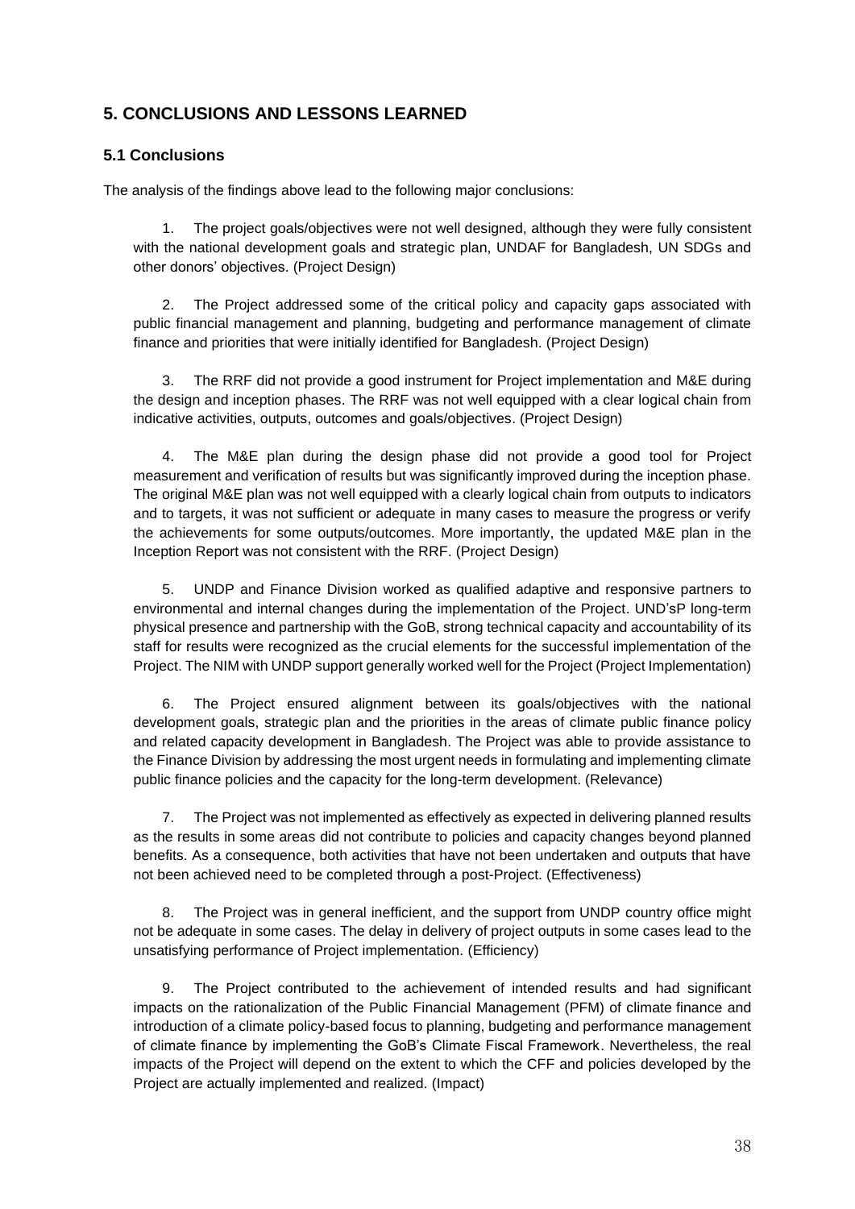# 5. CONCLUSIONS AND LESSONS LEARNED

## 5.1 Conclusions

The analysis of the findings above lead to the following major conclusions:

1. The project goals/objectives were not well designed, although they were fully consistent with the national development goals and strategic plan, UNDAF for Bangladesh, UN SDGs and other donors' objectives. (Project Design)

2. The Project addressed some of the critical policy and capacity gaps associated with public financial management and planning, budgeting and performance management of climate finance and priorities that were initially identified for Bangladesh. (Project Design)

3. The RRF did not provide a good instrument for Project implementation and M&E during the design and inception phases. The RRF was not well equipped with a clear logical chain from indicative activities, outputs, outcomes and goals/objectives. (Project Design)

4. The M&E plan during the design phase did not provide a good tool for Project measurement and verification of results but was significantly improved during the inception phase. The original M&E plan was not well equipped with a clearly logical chain from outputs to indicators and to targets, it was not sufficient or adequate in many cases to measure the progress or verify the achievements for some outputs/outcomes. More importantly, the updated M&E plan in the Inception Report was not consistent with the RRF. (Project Design)

5. UNDP and Finance Division worked as qualified adaptive and responsive partners to environmental and internal changes during the implementation of the Project. UND'sP long-term physical presence and partnership with the GoB, strong technical capacity and accountability of its staff for results were recognized as the crucial elements for the successful implementation of the Project. The NIM with UNDP support generally worked well for the Project (Project Implementation)

6. The Project ensured alignment between its goals/objectives with the national development goals, strategic plan and the priorities in the areas of climate public finance policy and related capacity development in Bangladesh. The Project was able to provide assistance to the Finance Division by addressing the most urgent needs in formulating and implementing climate public finance policies and the capacity for the long-term development. (Relevance)

7. The Project was not implemented as effectively as expected in delivering planned results as the results in some areas did not contribute to policies and capacity changes beyond planned benefits. As a consequence, both activities that have not been undertaken and outputs that have not been achieved need to be completed through a post-Project. (Effectiveness)

8. The Project was in general inefficient, and the support from UNDP country office might not be adequate in some cases. The delay in delivery of project outputs in some cases lead to the unsatisfying performance of Project implementation. (Efficiency)

9. The Project contributed to the achievement of intended results and had significant impacts on the rationalization of the Public Financial Management (PFM) of climate finance and introduction of a climate policy-based focus to planning, budgeting and performance management of climate finance by implementing the GoB's Climate Fiscal Framework. Nevertheless, the real impacts of the Project will depend on the extent to which the CFF and policies developed by the Project are actually implemented and realized. (Impact)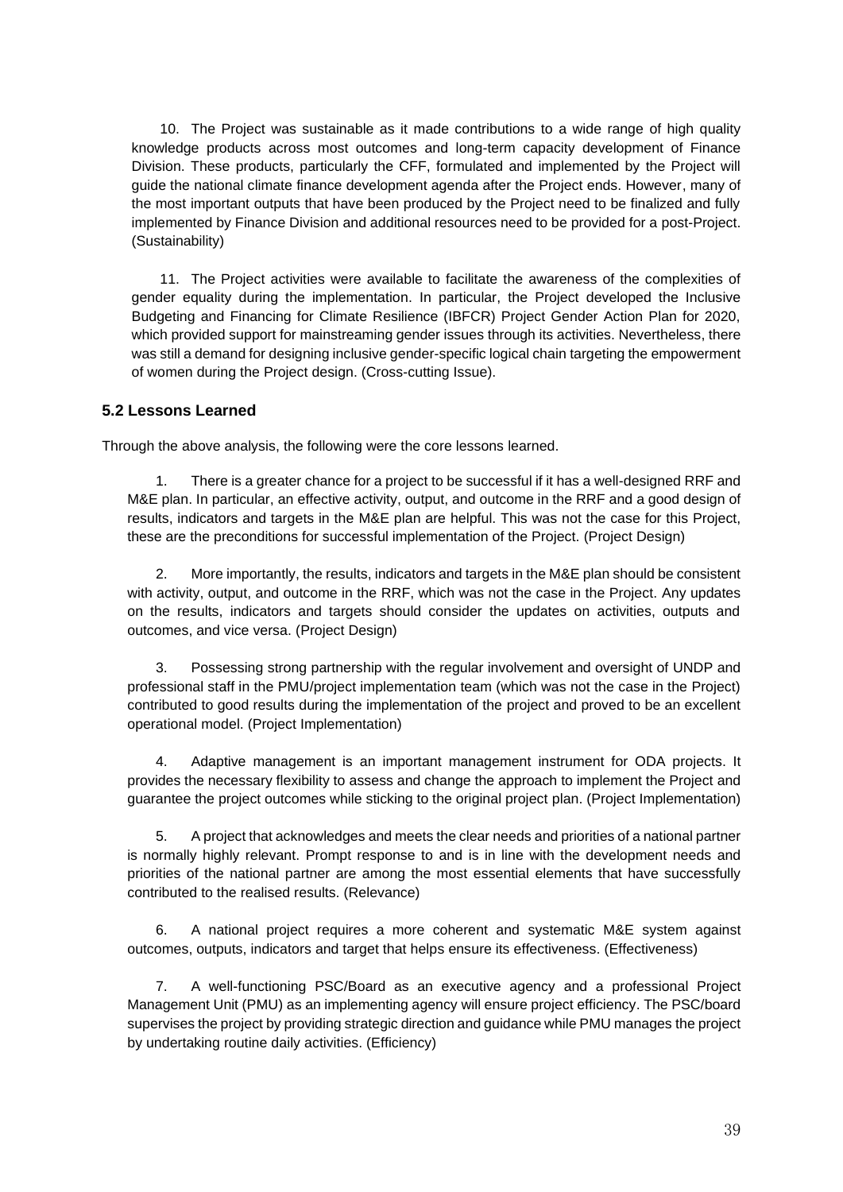10. The Project was sustainable as it made contributions to a wide range of high quality knowledge products across most outcomes and long-term capacity development of Finance Division. These products, particularly the CFF, formulated and implemented by the Project will guide the national climate finance development agenda after the Project ends. However, many of the most important outputs that have been produced by the Project need to be finalized and fully implemented by Finance Division and additional resources need to be provided for a post-Project. (Sustainability)

11. The Project activities were available to facilitate the awareness of the complexities of gender equality during the implementation. In particular, the Project developed the Inclusive Budgeting and Financing for Climate Resilience (IBFCR) Project Gender Action Plan for 2020, which provided support for mainstreaming gender issues through its activities. Nevertheless, there was still a demand for designing inclusive gender-specific logical chain targeting the empowerment of women during the Project design. (Cross-cutting Issue).

### 5.2 Lessons Learned

Through the above analysis, the following were the core lessons learned.

1. There is a greater chance for a project to be successful if it has a well-designed RRF and M&E plan. In particular, an effective activity, output, and outcome in the RRF and a good design of results, indicators and targets in the M&E plan are helpful. This was not the case for this Project, these are the preconditions for successful implementation of the Project. (Project Design)

2. More importantly, the results, indicators and targets in the M&E plan should be consistent with activity, output, and outcome in the RRF, which was not the case in the Project. Any updates on the results, indicators and targets should consider the updates on activities, outputs and outcomes, and vice versa. (Project Design)

3. Possessing strong partnership with the regular involvement and oversight of UNDP and professional staff in the PMU/project implementation team (which was not the case in the Project) contributed to good results during the implementation of the project and proved to be an excellent operational model. (Project Implementation)

4. Adaptive management is an important management instrument for ODA projects. It provides the necessary flexibility to assess and change the approach to implement the Project and guarantee the project outcomes while sticking to the original project plan. (Project Implementation)

5. A project that acknowledges and meets the clear needs and priorities of a national partner is normally highly relevant. Prompt response to and is in line with the development needs and priorities of the national partner are among the most essential elements that have successfully contributed to the realised results. (Relevance)

6. A national project requires a more coherent and systematic M&E system against outcomes, outputs, indicators and target that helps ensure its effectiveness. (Effectiveness)

7. A well-functioning PSC/Board as an executive agency and a professional Project Management Unit (PMU) as an implementing agency will ensure project efficiency. The PSC/board supervises the project by providing strategic direction and guidance while PMU manages the project by undertaking routine daily activities. (Efficiency)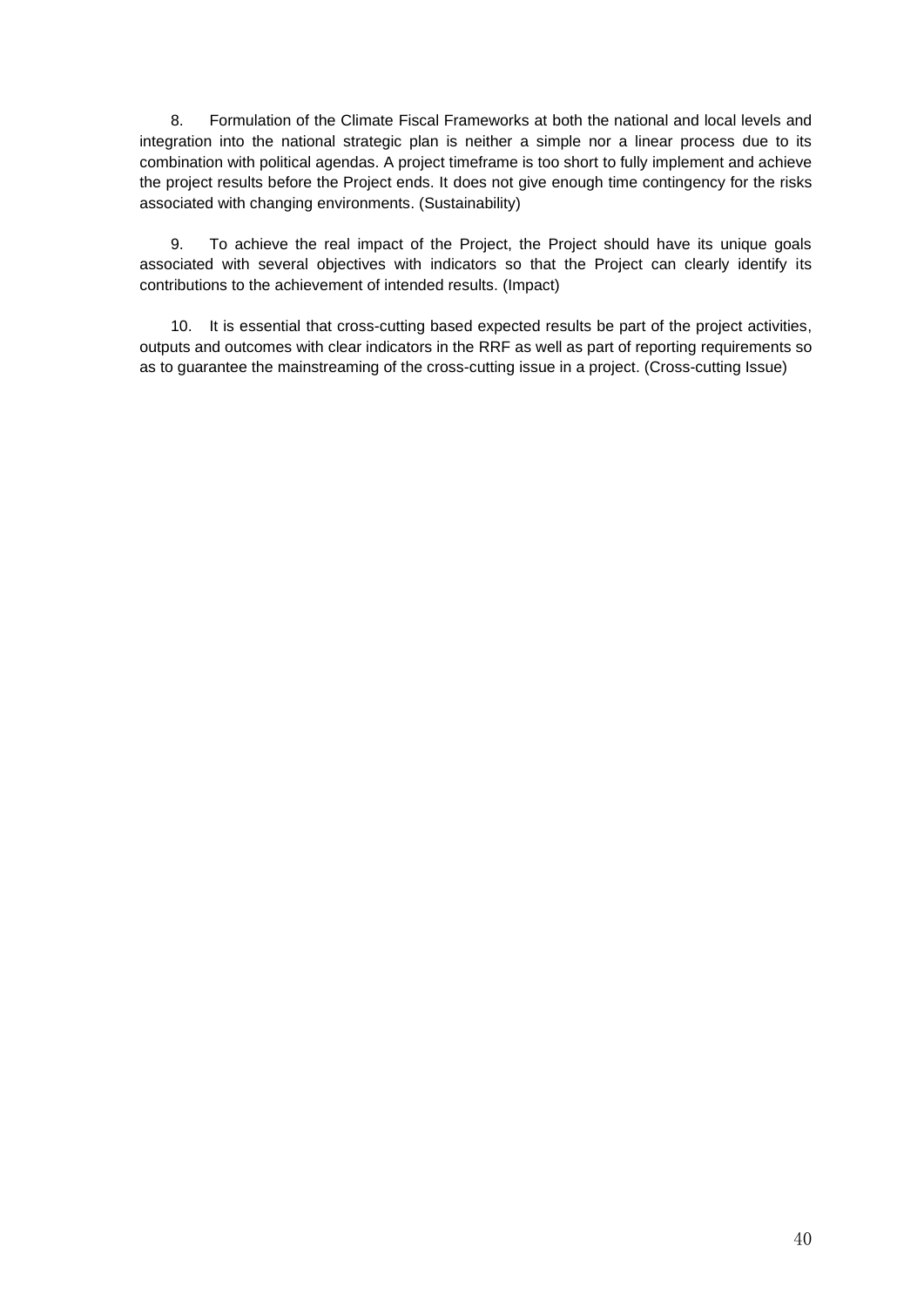8. Formulation of the Climate Fiscal Frameworks at both the national and local levels and integration into the national strategic plan is neither a simple nor a linear process due to its combination with political agendas. A project timeframe is too short to fully implement and achieve the project results before the Project ends. It does not give enough time contingency for the risks associated with changing environments. (Sustainability)

9. To achieve the real impact of the Project, the Project should have its unique goals associated with several objectives with indicators so that the Project can clearly identify its contributions to the achievement of intended results. (Impact)

10. It is essential that cross-cutting based expected results be part of the project activities, outputs and outcomes with clear indicators in the RRF as well as part of reporting requirements so as to guarantee the mainstreaming of the cross-cutting issue in a project. (Cross-cutting Issue)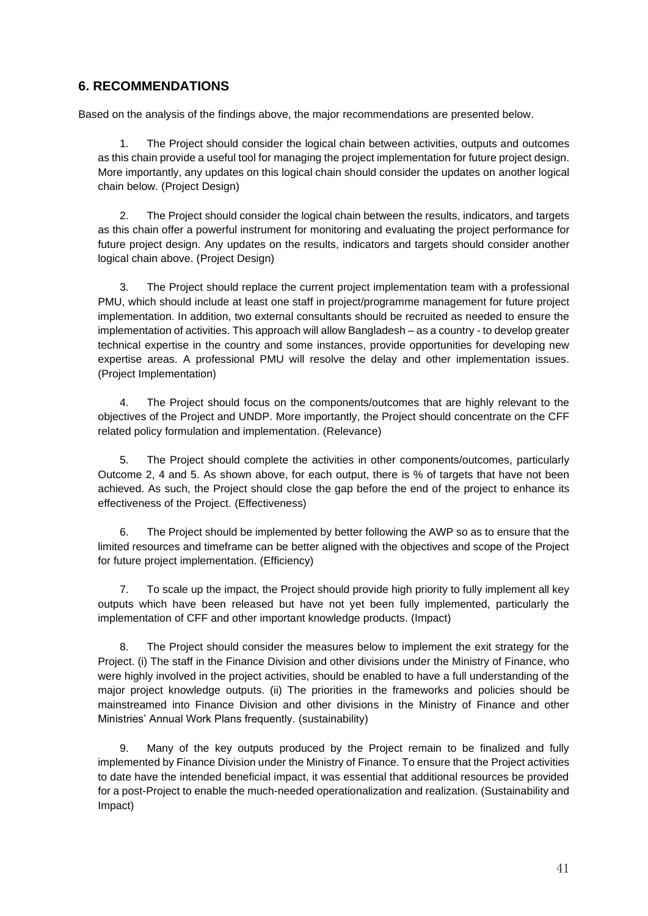## 6. RECOMMENDATIONS

Based on the analysis of the findings above, the major recommendations are presented below.

1. The Project should consider the logical chain between activities, outputs and outcomes as this chain provide a useful tool for managing the project implementation for future project design. More importantly, any updates on this logical chain should consider the updates on another logical chain below. (Project Design)

2. The Project should consider the logical chain between the results, indicators, and targets as this chain offer a powerful instrument for monitoring and evaluating the project performance for future project design. Any updates on the results, indicators and targets should consider another logical chain above. (Project Design)

3. The Project should replace the current project implementation team with a professional PMU, which should include at least one staff in project/programme management for future project implementation. In addition, two external consultants should be recruited as needed to ensure the implementation of activities. This approach will allow Bangladesh – as a country - to develop greater technical expertise in the country and some instances, provide opportunities for developing new expertise areas. A professional PMU will resolve the delay and other implementation issues. (Project Implementation)

4. The Project should focus on the components/outcomes that are highly relevant to the objectives of the Project and UNDP. More importantly, the Project should concentrate on the CFF related policy formulation and implementation. (Relevance)

5. The Project should complete the activities in other components/outcomes, particularly Outcome 2, 4 and 5. As shown above, for each output, there is % of targets that have not been achieved. As such, the Project should close the gap before the end of the project to enhance its effectiveness of the Project. (Effectiveness)

6. The Project should be implemented by better following the AWP so as to ensure that the limited resources and timeframe can be better aligned with the objectives and scope of the Project for future project implementation. (Efficiency)

7. To scale up the impact, the Project should provide high priority to fully implement all key outputs which have been released but have not yet been fully implemented, particularly the implementation of CFF and other important knowledge products. (Impact)

8. The Project should consider the measures below to implement the exit strategy for the Project. (i) The staff in the Finance Division and other divisions under the Ministry of Finance, who were highly involved in the project activities, should be enabled to have a full understanding of the major project knowledge outputs. (ii) The priorities in the frameworks and policies should be mainstreamed into Finance Division and other divisions in the Ministry of Finance and other Ministries' Annual Work Plans frequently. (sustainability)

9. Many of the key outputs produced by the Project remain to be finalized and fully implemented by Finance Division under the Ministry of Finance. To ensure that the Project activities to date have the intended beneficial impact, it was essential that additional resources be provided for a post-Project to enable the much-needed operationalization and realization. (Sustainability and Impact)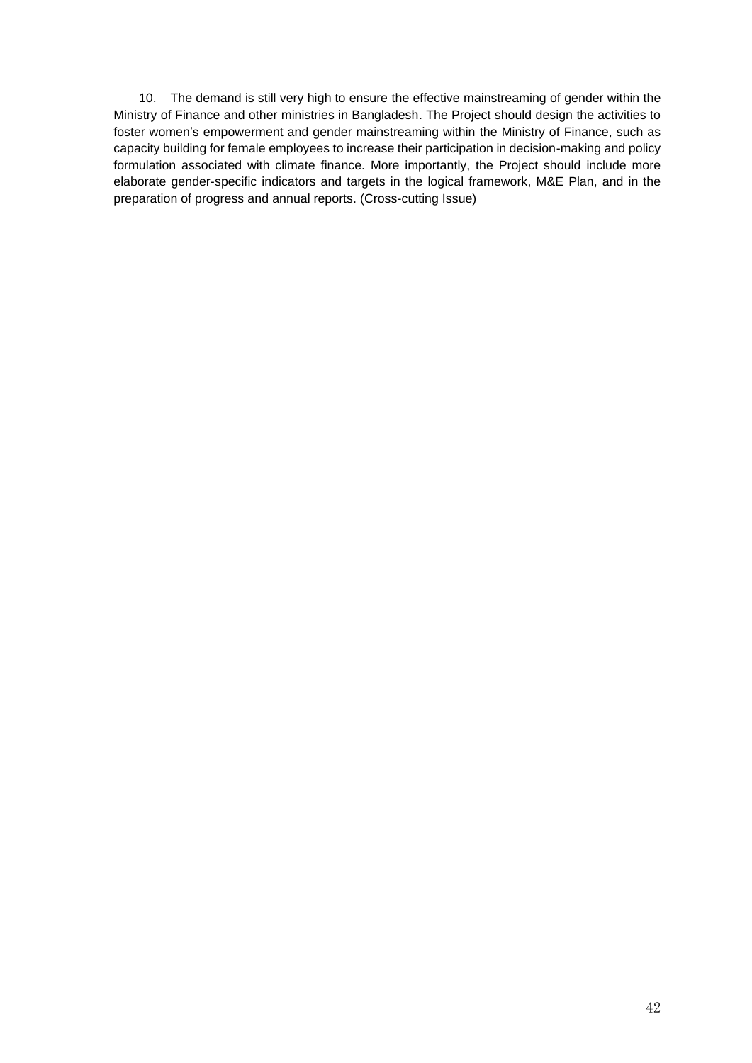10. The demand is still very high to ensure the effective mainstreaming of gender within the Ministry of Finance and other ministries in Bangladesh. The Project should design the activities to foster women's empowerment and gender mainstreaming within the Ministry of Finance, such as capacity building for female employees to increase their participation in decision-making and policy formulation associated with climate finance. More importantly, the Project should include more elaborate gender-specific indicators and targets in the logical framework, M&E Plan, and in the preparation of progress and annual reports. (Cross-cutting Issue)